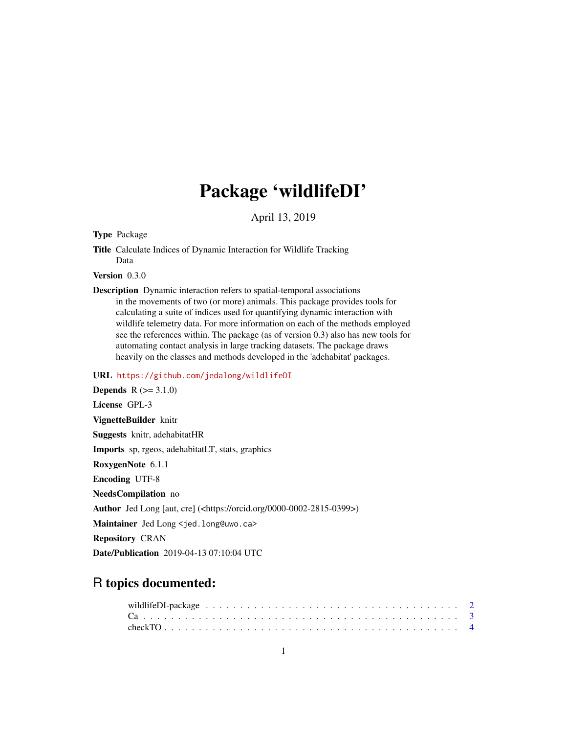# Package 'wildlifeDI'

April 13, 2019

**Type** Package

**Title** Calculate Indices of Dynamic Interaction for Wildlife Tracking Data

**Version** 0.3.0

**Description** Dynamic interaction refers to spatial-temporal associations in the movements of two (or more) animals. This package provides tools for calculating a suite of indices used for quantifying dynamic interaction with wildlife telemetry data. For more information on each of the methods employed see the references within. The package (as of version 0.3) also has new tools for automating contact analysis in large tracking datasets. The package draws heavily on the classes and methods developed in the 'adehabitat' packages.

**URL** https://github.com/jedalong/wildlifeDI

**Depends** R (>= 3.1.0)

**License** GPL-3

**VignetteBuilder** knitr

**Suggests** knitr, adehabitatHR

**Imports** sp, rgeos, adehabitatLT, stats, graphics

**RoxygenNote** 6.1.1

**Encoding** UTF-8

**NeedsCompilation** no

**Author** Jed Long [aut, cre] (<https://orcid.org/0000-0002-2815-0399>)

**Maintainer** Jed Long <jed.long@uwo.ca>

**Repository** CRAN

**Date/Publication** 2019-04-13 07:10:04 UTC

## R topics documented:

wildlifeDI-package . . . . . . . . . . . . . . . . . . . . . . . . . . . . . . . . . . . . 2
Ca . . . . . . . . . . . . . . . . . . . . . . . . . . . . . . . . . . . . . . . . . . . . 3
checkTO . . . . . . . . . . . . . . . . . . . . . . . . . . . . . . . . . . . . . . . . . 4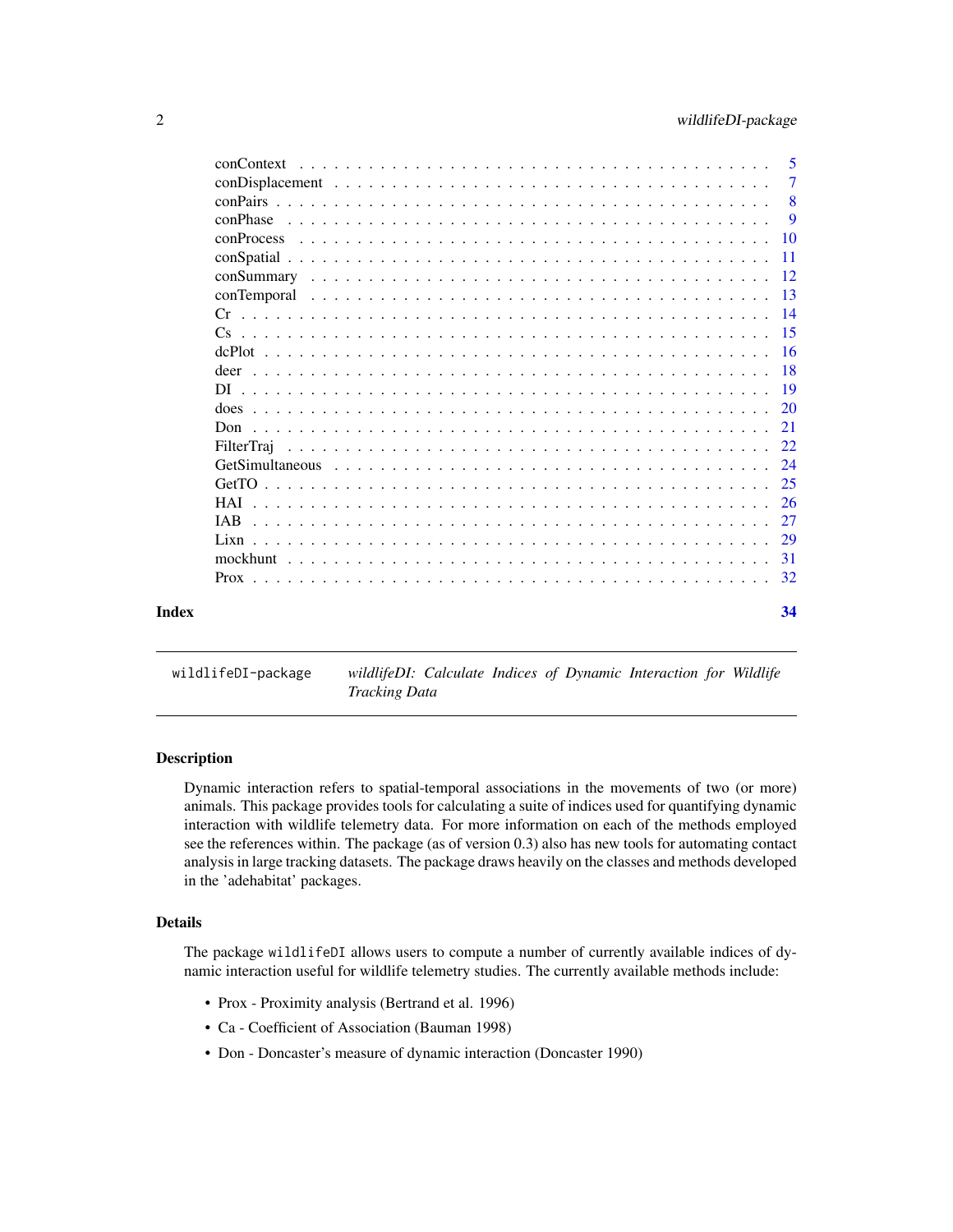| | |
|---|---|
| conContext | 5 |
| conDisplacement | 7 |
| conPairs | 8 |
| conPhase | 9 |
| conProcess | 10 |
| conSpatial | 11 |
| conSummary | 12 |
| conTemporal | 13 |
| Cr | 14 |
| Cs | 15 |
| dcPlot | 16 |
| deer | 18 |
| DI | 19 |
| does | 20 |
| Don | 21 |
| FilterTraj | 22 |
| GetSimultaneous | 24 |
| GetTO | 25 |
| HAI | 26 |
| IAB | 27 |
| Lixn | 29 |
| mockhunt | 31 |
| Prox | 32 |

**Index** **34**

---

`wildlifeDI-package` *wildlifeDI: Calculate Indices of Dynamic Interaction for Wildlife Tracking Data*

---

## Description

Dynamic interaction refers to spatial-temporal associations in the movements of two (or more) animals. This package provides tools for calculating a suite of indices used for quantifying dynamic interaction with wildlife telemetry data. For more information on each of the methods employed see the references within. The package (as of version 0.3) also has new tools for automating contact analysis in large tracking datasets. The package draws heavily on the classes and methods developed in the 'adehabitat' packages.

## Details

The package `wildlifeDI` allows users to compute a number of currently available indices of dynamic interaction useful for wildlife telemetry studies. The currently available methods include:

- Prox - Proximity analysis (Bertrand et al. 1996)
- Ca - Coefficient of Association (Bauman 1998)
- Don - Doncaster's measure of dynamic interaction (Doncaster 1990)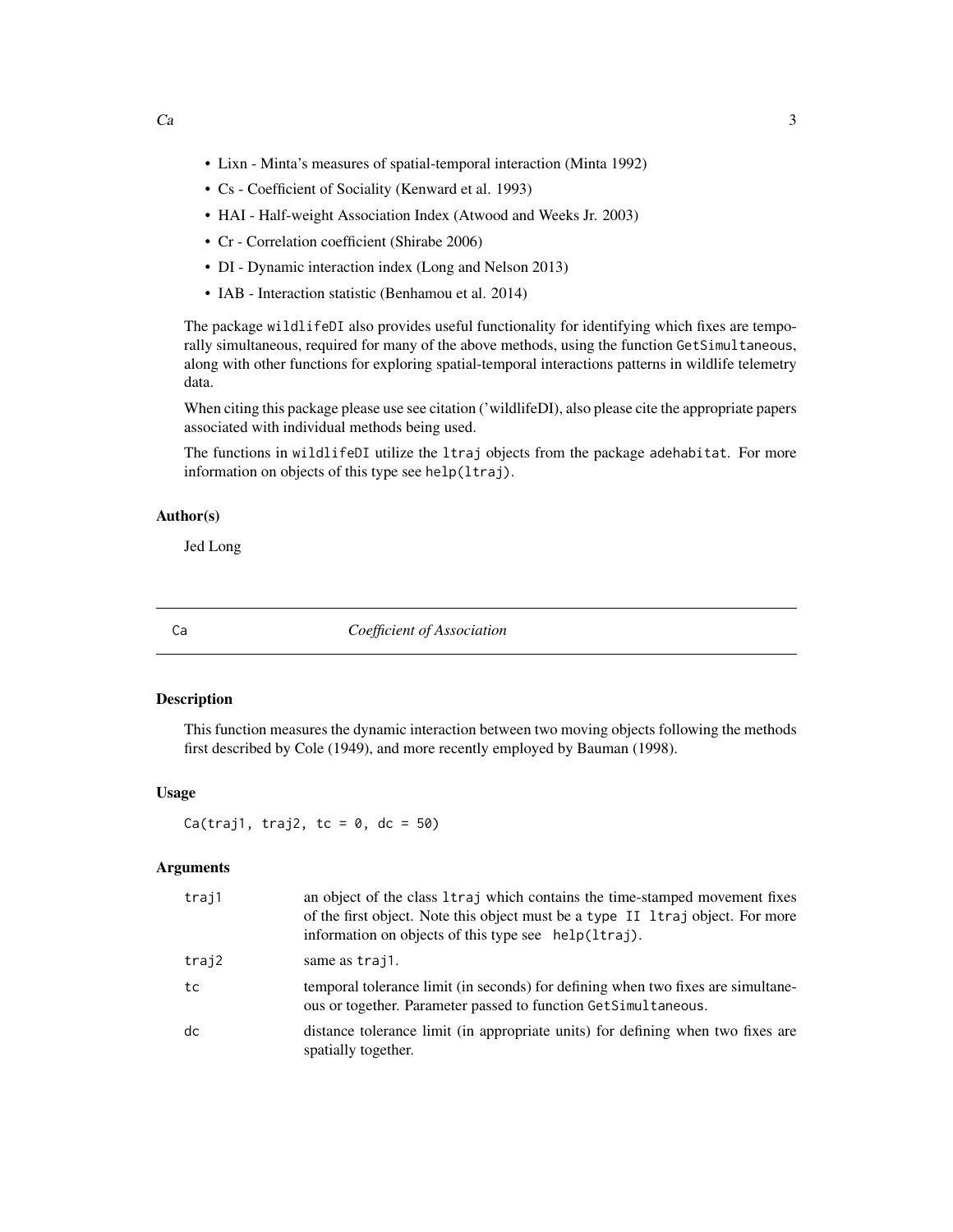- Lixn - Minta's measures of spatial-temporal interaction (Minta 1992)
- Cs - Coefficient of Sociality (Kenward et al. 1993)
- HAI - Half-weight Association Index (Atwood and Weeks Jr. 2003)
- Cr - Correlation coefficient (Shirabe 2006)
- DI - Dynamic interaction index (Long and Nelson 2013)
- IAB - Interaction statistic (Benhamou et al. 2014)

The package `wildlifeDI` also provides useful functionality for identifying which fixes are temporally simultaneous, required for many of the above methods, using the function `GetSimultaneous`, along with other functions for exploring spatial-temporal interactions patterns in wildlife telemetry data.

When citing this package please use see citation ('wildlifeDI), also please cite the appropriate papers associated with individual methods being used.

The functions in `wildlifeDI` utilize the `ltraj` objects from the package `adehabitat`. For more information on objects of this type see `help(ltraj)`.

### Author(s)

Jed Long

## Ca — *Coefficient of Association*

### Description

This function measures the dynamic interaction between two moving objects following the methods first described by Cole (1949), and more recently employed by Bauman (1998).

### Usage

```
Ca(traj1, traj2, tc = 0, dc = 50)
```

### Arguments

| | |
|---|---|
| traj1 | an object of the class `ltraj` which contains the time-stamped movement fixes of the first object. Note this object must be a `type II ltraj` object. For more information on objects of this type see `help(ltraj)`. |
| traj2 | same as `traj1`. |
| tc | temporal tolerance limit (in seconds) for defining when two fixes are simultaneous or together. Parameter passed to function `GetSimultaneous`. |
| dc | distance tolerance limit (in appropriate units) for defining when two fixes are spatially together. |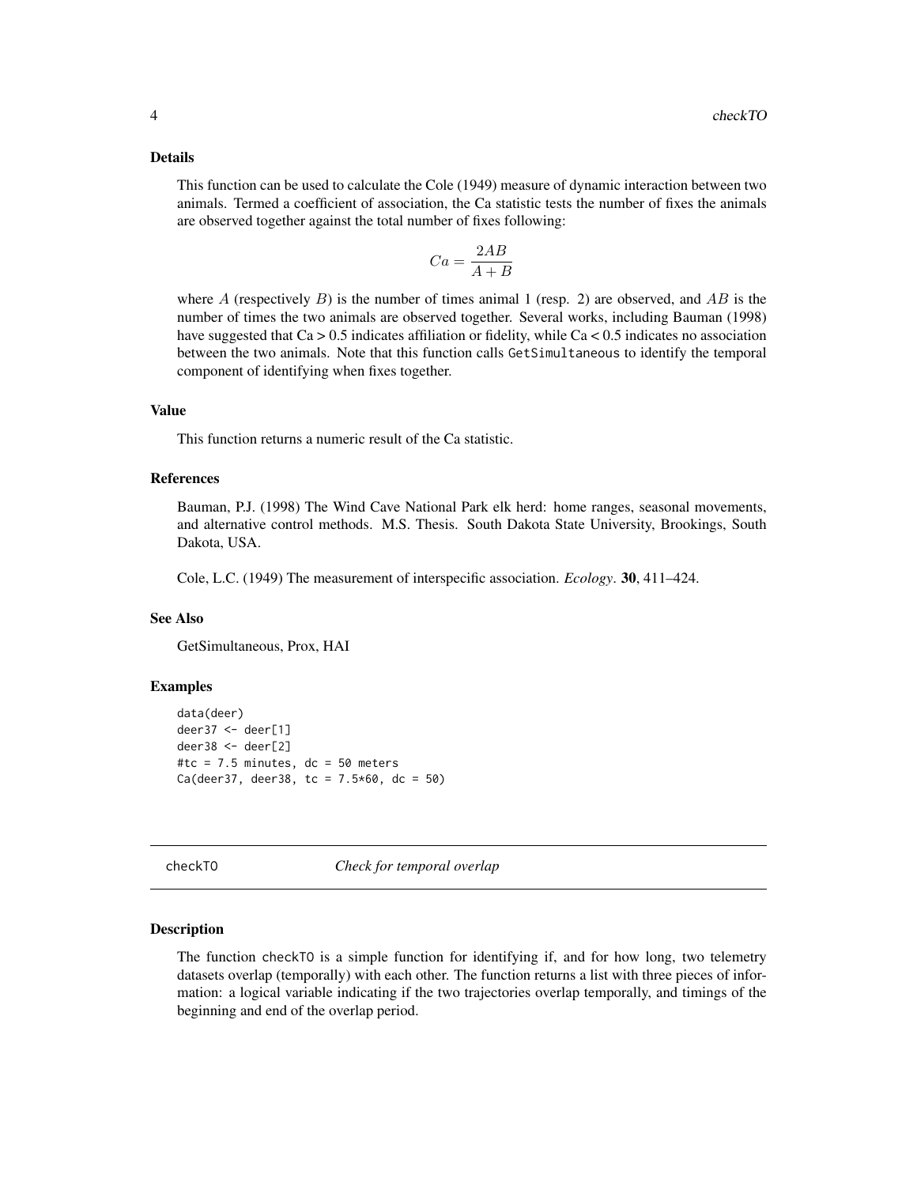### Details

This function can be used to calculate the Cole (1949) measure of dynamic interaction between two animals. Termed a coefficient of association, the Ca statistic tests the number of fixes the animals are observed together against the total number of fixes following:

$$Ca = \frac{2AB}{A + B}$$

where $A$ (respectively $B$) is the number of times animal 1 (resp. 2) are observed, and $AB$ is the number of times the two animals are observed together. Several works, including Bauman (1998) have suggested that Ca > 0.5 indicates affiliation or fidelity, while Ca < 0.5 indicates no association between the two animals. Note that this function calls GetSimultaneous to identify the temporal component of identifying when fixes together.

### Value

This function returns a numeric result of the Ca statistic.

### References

Bauman, P.J. (1998) The Wind Cave National Park elk herd: home ranges, seasonal movements, and alternative control methods. M.S. Thesis. South Dakota State University, Brookings, South Dakota, USA.

Cole, L.C. (1949) The measurement of interspecific association. *Ecology*. **30**, 411–424.

### See Also

GetSimultaneous, Prox, HAI

### Examples

```
data(deer)
deer37 <- deer[1]
deer38 <- deer[2]
#tc = 7.5 minutes, dc = 50 meters
Ca(deer37, deer38, tc = 7.5*60, dc = 50)
```

---

## checkTO *Check for temporal overlap*

---

### Description

The function checkTO is a simple function for identifying if, and for how long, two telemetry datasets overlap (temporally) with each other. The function returns a list with three pieces of information: a logical variable indicating if the two trajectories overlap temporally, and timings of the beginning and end of the overlap period.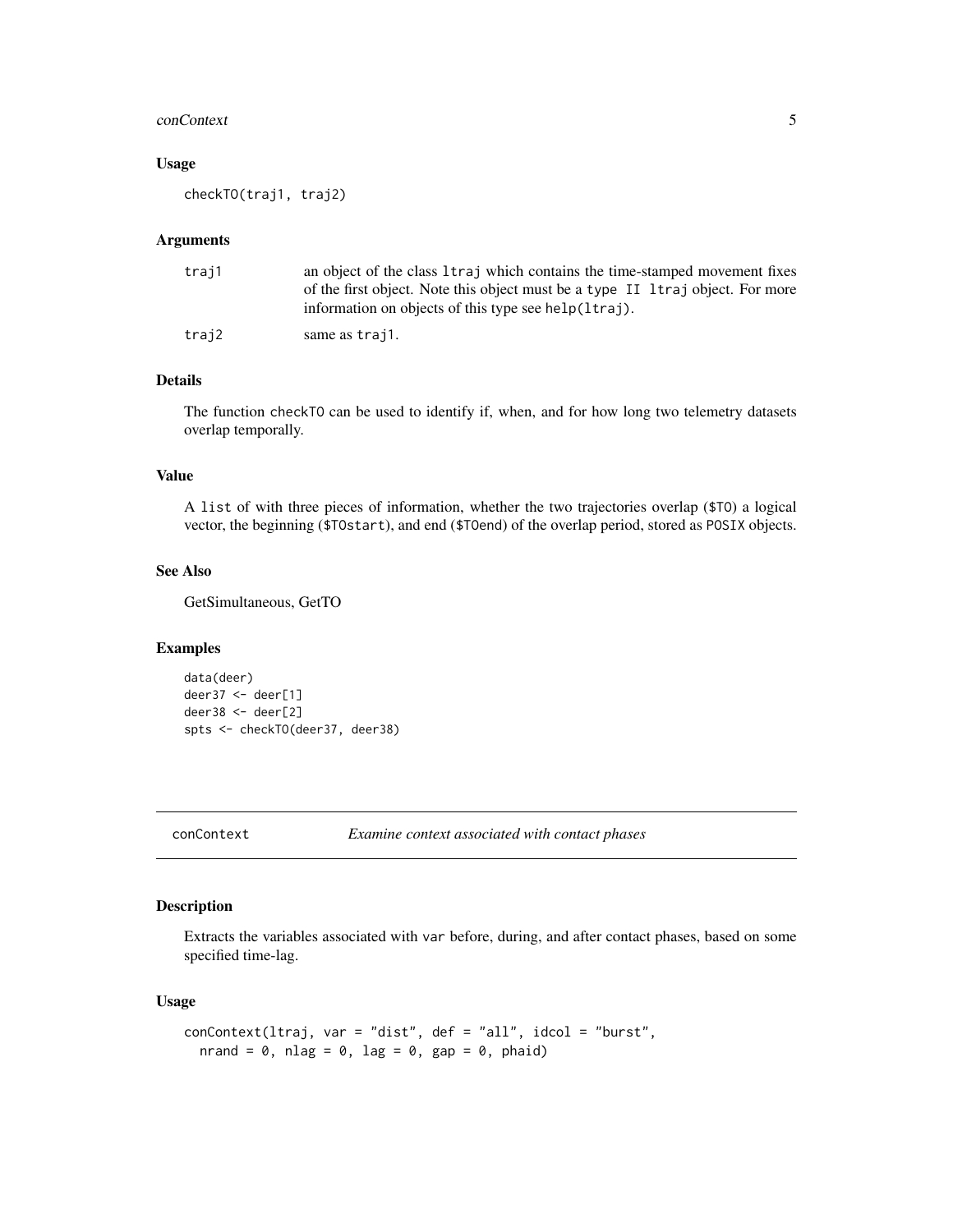### Usage

```
checkTO(traj1, traj2)
```

### Arguments

| | |
|---|---|
| traj1 | an object of the class `ltraj` which contains the time-stamped movement fixes of the first object. Note this object must be a `type II ltraj` object. For more information on objects of this type see `help(ltraj)`. |
| traj2 | same as `traj1`. |

### Details

The function `checkTO` can be used to identify if, when, and for how long two telemetry datasets overlap temporally.

### Value

A `list` of with three pieces of information, whether the two trajectories overlap (`$TO`) a logical vector, the beginning (`$TOstart`), and end (`$TOend`) of the overlap period, stored as `POSIX` objects.

### See Also

GetSimultaneous, GetTO

### Examples

```
data(deer)
deer37 <- deer[1]
deer38 <- deer[2]
spts <- checkTO(deer37, deer38)
```

---

## conContext — *Examine context associated with contact phases*

---

### Description

Extracts the variables associated with `var` before, during, and after contact phases, based on some specified time-lag.

### Usage

```
conContext(ltraj, var = "dist", def = "all", idcol = "burst",
  nrand = 0, nlag = 0, lag = 0, gap = 0, phaid)
```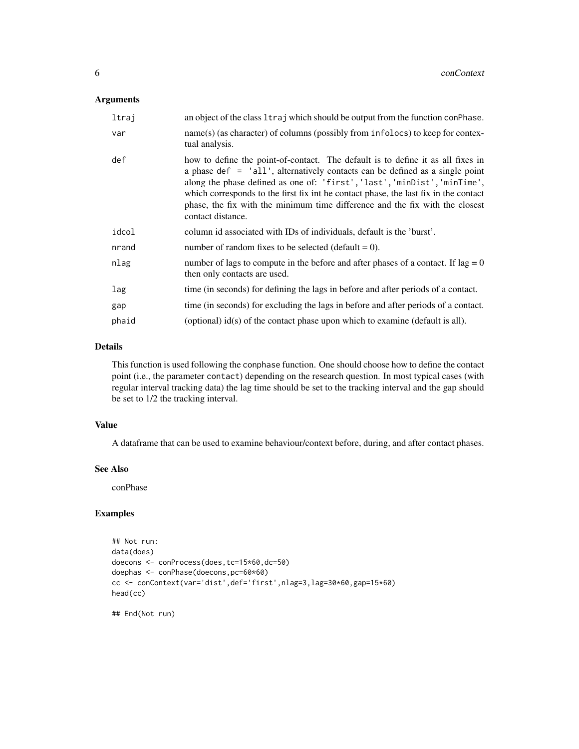## Arguments

| | |
|---|---|
| `ltraj` | an object of the class `ltraj` which should be output from the function `conPhase`. |
| `var` | name(s) (as character) of columns (possibly from `infolocs`) to keep for contextual analysis. |
| `def` | how to define the point-of-contact. The default is to define it as all fixes in a phase `def = 'all'`, alternatively contacts can be defined as a single point along the phase defined as one of: `'first','last','minDist','minTime'`, which corresponds to the first fix int he contact phase, the last fix in the contact phase, the fix with the minimum time difference and the fix with the closest contact distance. |
| `idcol` | column id associated with IDs of individuals, default is the 'burst'. |
| `nrand` | number of random fixes to be selected (default = 0). |
| `nlag` | number of lags to compute in the before and after phases of a contact. If lag = 0 then only contacts are used. |
| `lag` | time (in seconds) for defining the lags in before and after periods of a contact. |
| `gap` | time (in seconds) for excluding the lags in before and after periods of a contact. |
| `phaid` | (optional) id(s) of the contact phase upon which to examine (default is all). |

## Details

This function is used following the `conphase` function. One should choose how to define the contact point (i.e., the parameter `contact`) depending on the research question. In most typical cases (with regular interval tracking data) the lag time should be set to the tracking interval and the gap should be set to 1/2 the tracking interval.

## Value

A dataframe that can be used to examine behaviour/context before, during, and after contact phases.

## See Also

conPhase

## Examples

```
## Not run:
data(does)
doecons <- conProcess(does,tc=15*60,dc=50)
doephas <- conPhase(doecons,pc=60*60)
cc <- conContext(var='dist',def='first',nlag=3,lag=30*60,gap=15*60)
head(cc)

## End(Not run)
```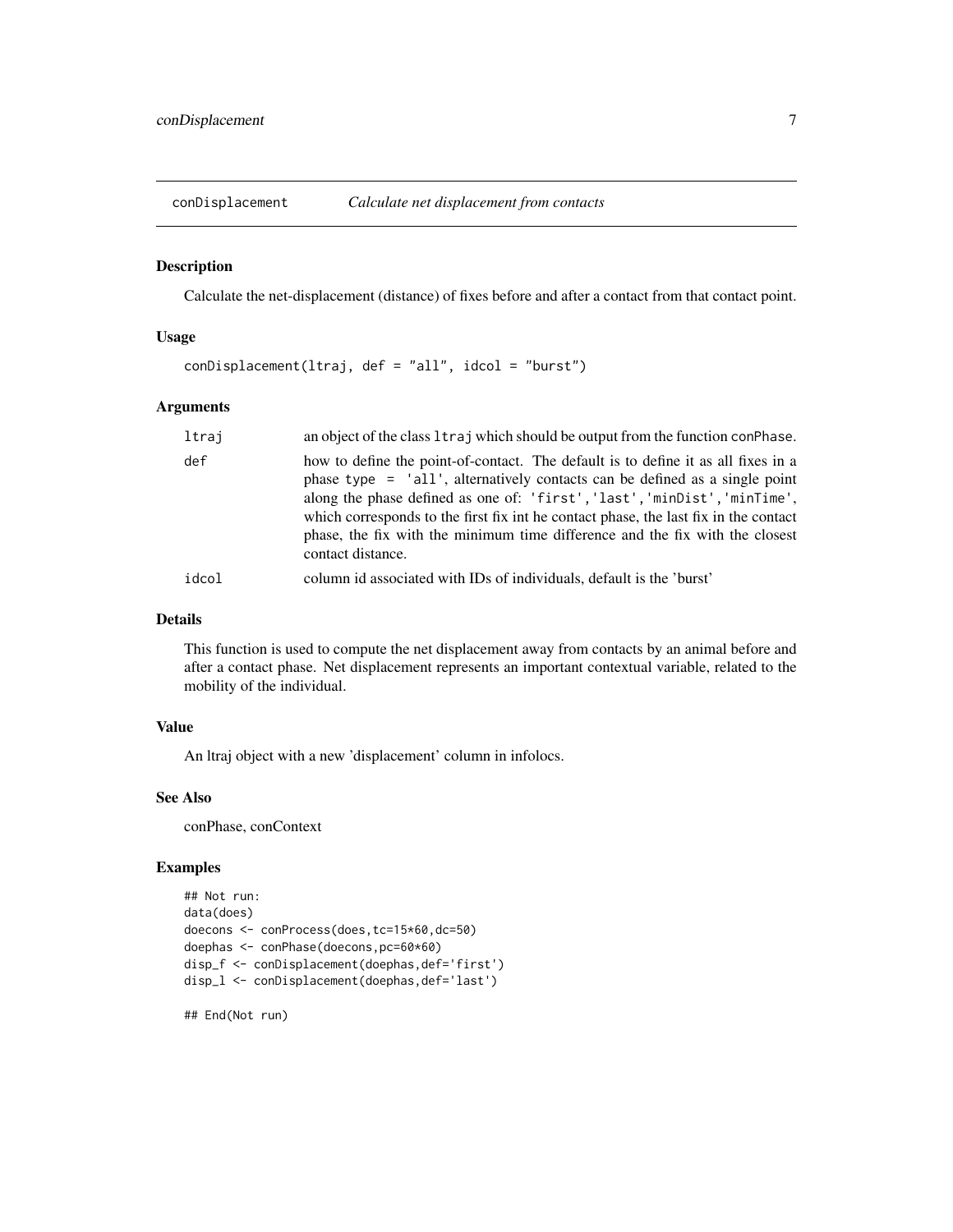conDisplacement    *Calculate net displacement from contacts*

## Description

Calculate the net-displacement (distance) of fixes before and after a contact from that contact point.

## Usage

```
conDisplacement(ltraj, def = "all", idcol = "burst")
```

## Arguments

| | |
|---|---|
| `ltraj` | an object of the class `ltraj` which should be output from the function `conPhase`. |
| `def` | how to define the point-of-contact. The default is to define it as all fixes in a phase `type = 'all'`, alternatively contacts can be defined as a single point along the phase defined as one of: `'first'`,`'last'`,`'minDist'`,`'minTime'`, which corresponds to the first fix int he contact phase, the last fix in the contact phase, the fix with the minimum time difference and the fix with the closest contact distance. |
| `idcol` | column id associated with IDs of individuals, default is the 'burst' |

## Details

This function is used to compute the net displacement away from contacts by an animal before and after a contact phase. Net displacement represents an important contextual variable, related to the mobility of the individual.

## Value

An ltraj object with a new 'displacement' column in infolocs.

## See Also

conPhase, conContext

## Examples

```
## Not run:
data(does)
doecons <- conProcess(does,tc=15*60,dc=50)
doephas <- conPhase(doecons,pc=60*60)
disp_f <- conDisplacement(doephas,def='first')
disp_l <- conDisplacement(doephas,def='last')

## End(Not run)
```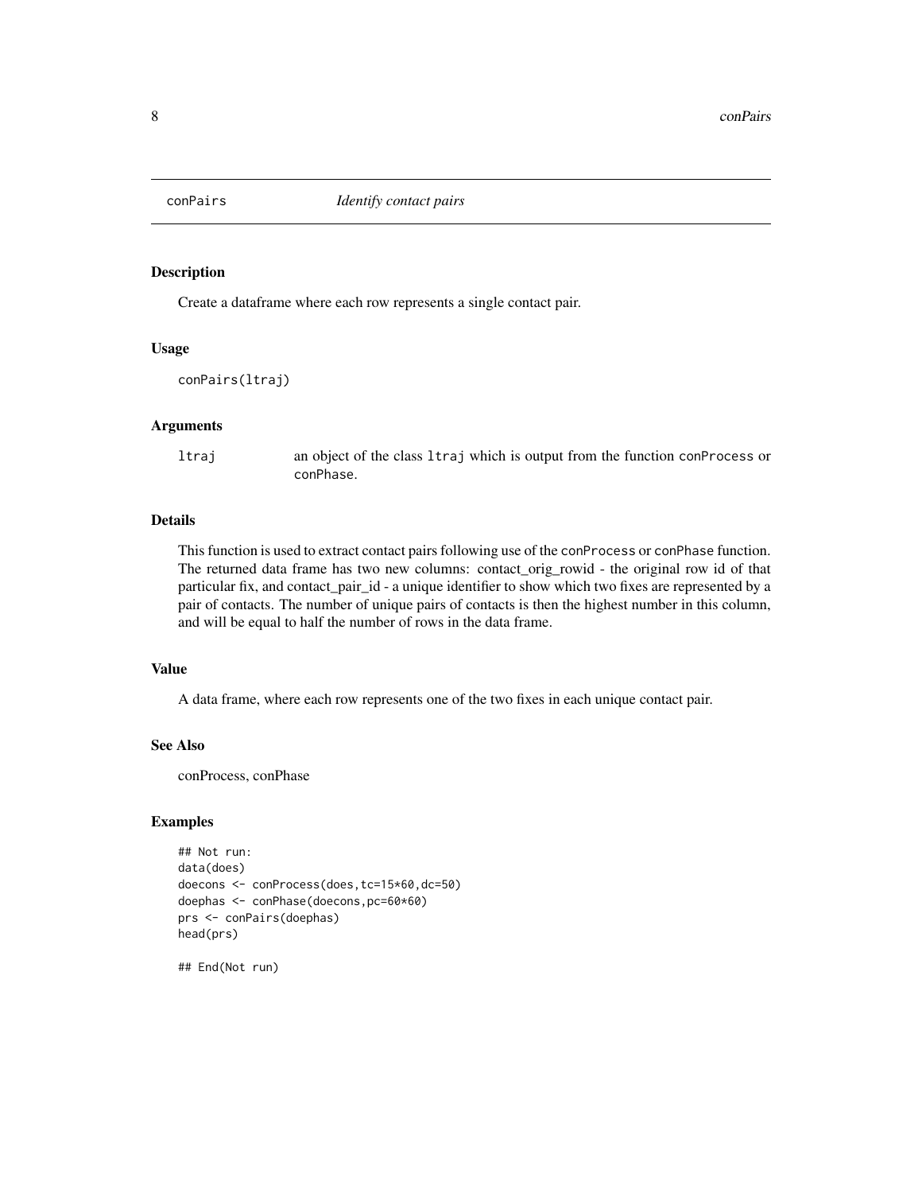# conPairs *Identify contact pairs*

## Description

Create a dataframe where each row represents a single contact pair.

## Usage

```
conPairs(ltraj)
```

## Arguments

`ltraj` an object of the class `ltraj` which is output from the function `conProcess` or `conPhase`.

## Details

This function is used to extract contact pairs following use of the `conProcess` or `conPhase` function. The returned data frame has two new columns: contact_orig_rowid - the original row id of that particular fix, and contact_pair_id - a unique identifier to show which two fixes are represented by a pair of contacts. The number of unique pairs of contacts is then the highest number in this column, and will be equal to half the number of rows in the data frame.

## Value

A data frame, where each row represents one of the two fixes in each unique contact pair.

## See Also

conProcess, conPhase

## Examples

```
## Not run:
data(does)
doecons <- conProcess(does,tc=15*60,dc=50)
doephas <- conPhase(doecons,pc=60*60)
prs <- conPairs(doephas)
head(prs)

## End(Not run)
```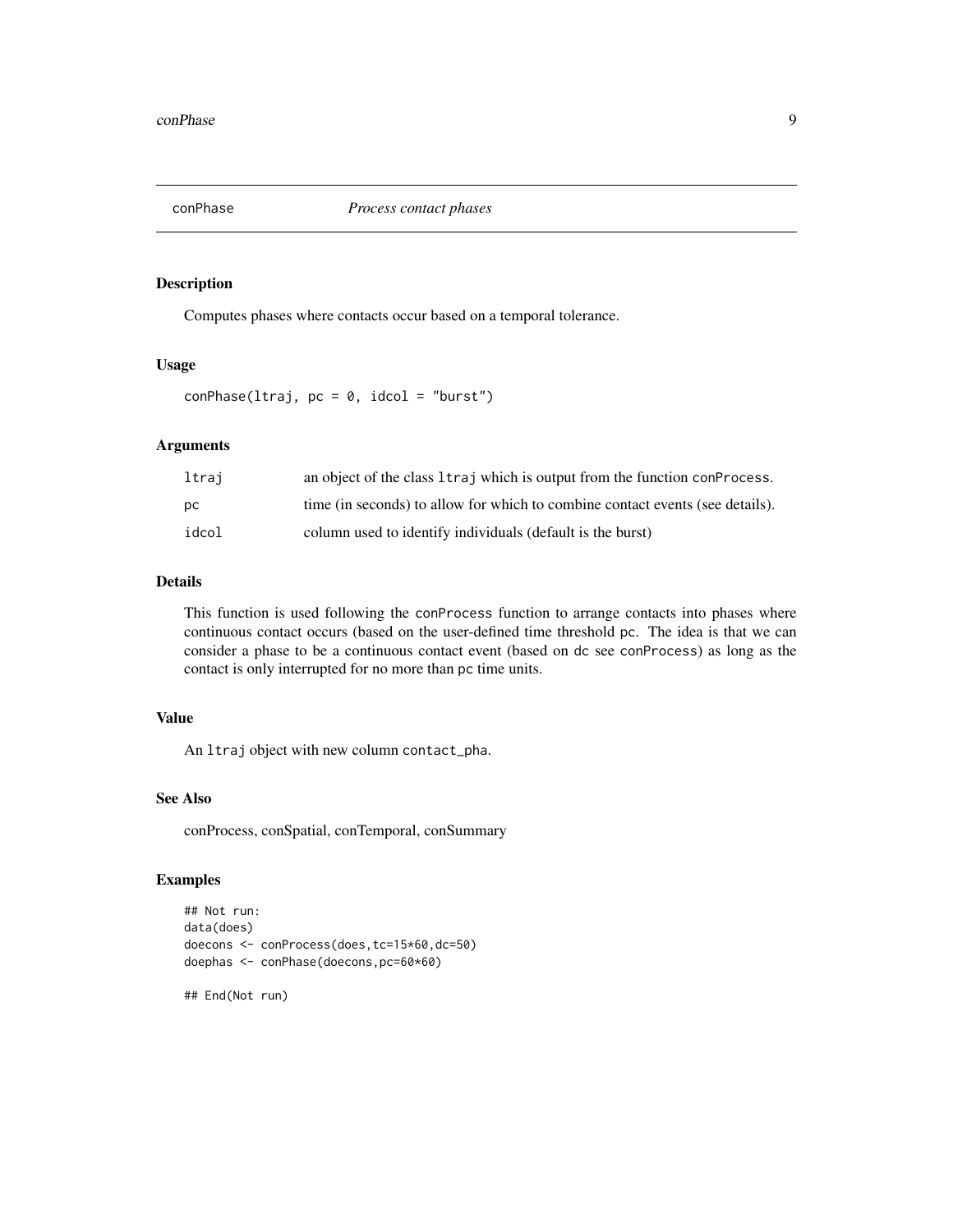# conPhase *Process contact phases*

## Description

Computes phases where contacts occur based on a temporal tolerance.

## Usage

```
conPhase(ltraj, pc = 0, idcol = "burst")
```

## Arguments

| | |
|---|---|
| ltraj | an object of the class `ltraj` which is output from the function `conProcess`. |
| pc | time (in seconds) to allow for which to combine contact events (see details). |
| idcol | column used to identify individuals (default is the burst) |

## Details

This function is used following the `conProcess` function to arrange contacts into phases where continuous contact occurs (based on the user-defined time threshold `pc`. The idea is that we can consider a phase to be a continuous contact event (based on `dc` see `conProcess`) as long as the contact is only interrupted for no more than `pc` time units.

## Value

An `ltraj` object with new column `contact_pha`.

## See Also

conProcess, conSpatial, conTemporal, conSummary

## Examples

```
## Not run:
data(does)
doecons <- conProcess(does,tc=15*60,dc=50)
doephas <- conPhase(doecons,pc=60*60)

## End(Not run)
```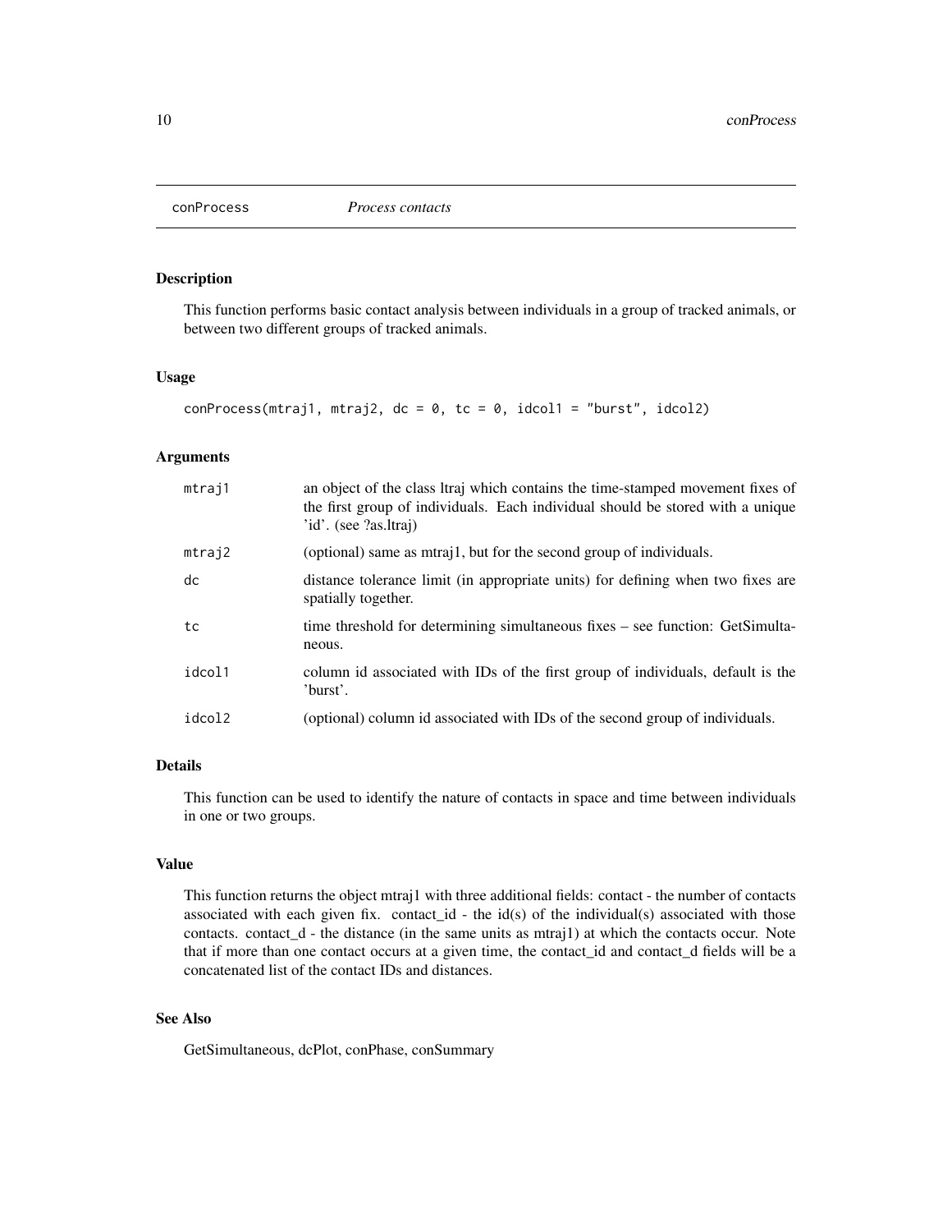## conProcess *Process contacts*

### Description

This function performs basic contact analysis between individuals in a group of tracked animals, or between two different groups of tracked animals.

### Usage

```
conProcess(mtraj1, mtraj2, dc = 0, tc = 0, idcol1 = "burst", idcol2)
```

### Arguments

| | |
|---|---|
| mtraj1 | an object of the class ltraj which contains the time-stamped movement fixes of the first group of individuals. Each individual should be stored with a unique 'id'. (see ?as.ltraj) |
| mtraj2 | (optional) same as mtraj1, but for the second group of individuals. |
| dc | distance tolerance limit (in appropriate units) for defining when two fixes are spatially together. |
| tc | time threshold for determining simultaneous fixes – see function: GetSimultaneous. |
| idcol1 | column id associated with IDs of the first group of individuals, default is the 'burst'. |
| idcol2 | (optional) column id associated with IDs of the second group of individuals. |

### Details

This function can be used to identify the nature of contacts in space and time between individuals in one or two groups.

### Value

This function returns the object mtraj1 with three additional fields: contact - the number of contacts associated with each given fix. contact_id - the id(s) of the individual(s) associated with those contacts. contact_d - the distance (in the same units as mtraj1) at which the contacts occur. Note that if more than one contact occurs at a given time, the contact_id and contact_d fields will be a concatenated list of the contact IDs and distances.

### See Also

GetSimultaneous, dcPlot, conPhase, conSummary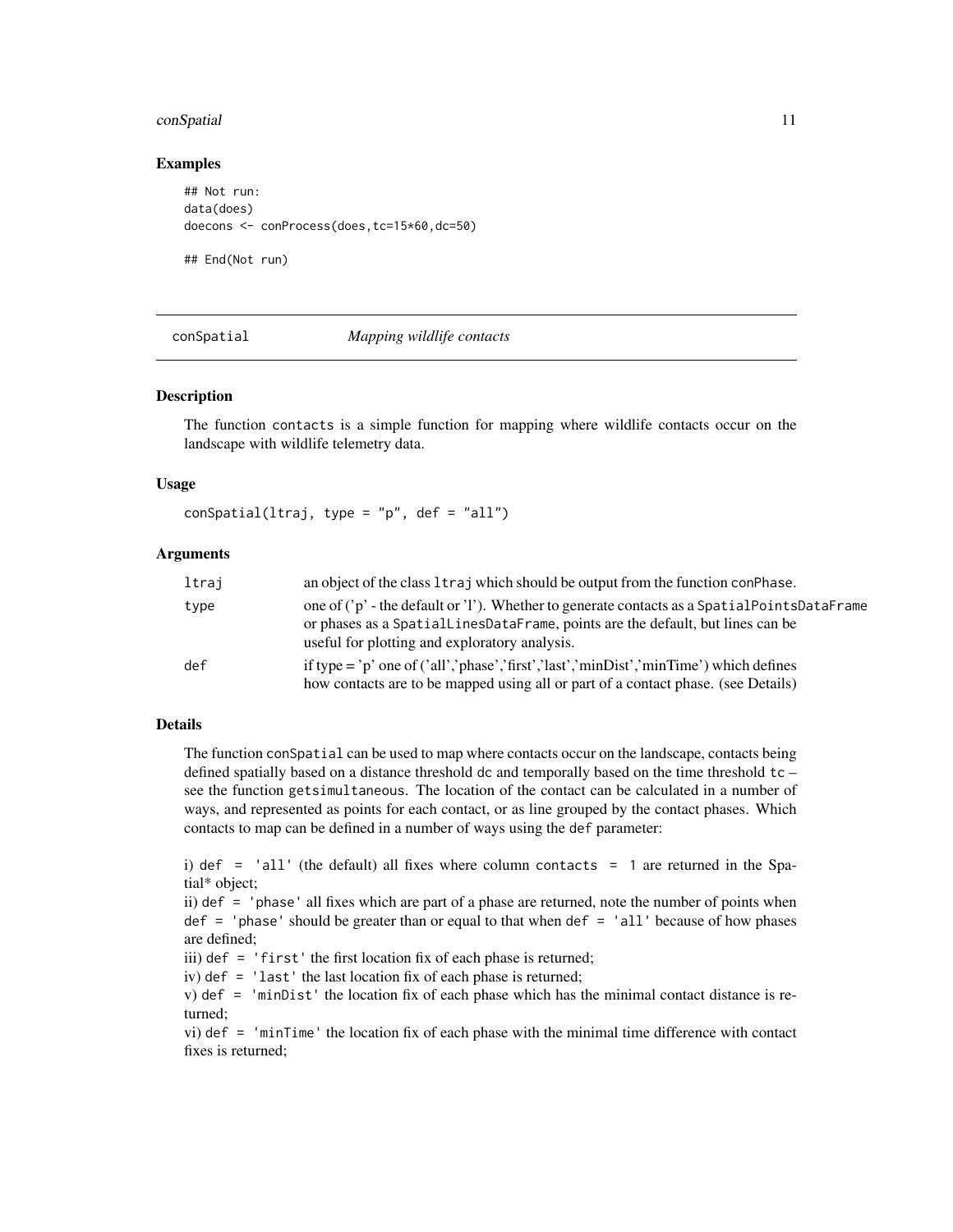## Examples

```
## Not run:
data(does)
doecons <- conProcess(does,tc=15*60,dc=50)

## End(Not run)
```

---

# conSpatial — *Mapping wildlife contacts*

---

### Description

The function contacts is a simple function for mapping where wildlife contacts occur on the landscape with wildlife telemetry data.

### Usage

```
conSpatial(ltraj, type = "p", def = "all")
```

### Arguments

| | |
|---|---|
| ltraj | an object of the class ltraj which should be output from the function conPhase. |
| type | one of ('p' - the default or 'l'). Whether to generate contacts as a SpatialPointsDataFrame or phases as a SpatialLinesDataFrame, points are the default, but lines can be useful for plotting and exploratory analysis. |
| def | if type = 'p' one of ('all','phase','first','last','minDist','minTime') which defines how contacts are to be mapped using all or part of a contact phase. (see Details) |

### Details

The function conSpatial can be used to map where contacts occur on the landscape, contacts being defined spatially based on a distance threshold dc and temporally based on the time threshold tc – see the function getsimultaneous. The location of the contact can be calculated in a number of ways, and represented as points for each contact, or as line grouped by the contact phases. Which contacts to map can be defined in a number of ways using the def parameter:

i) def = 'all' (the default) all fixes where column contacts = 1 are returned in the Spatial* object;
ii) def = 'phase' all fixes which are part of a phase are returned, note the number of points when def = 'phase' should be greater than or equal to that when def = 'all' because of how phases are defined;
iii) def = 'first' the first location fix of each phase is returned;
iv) def = 'last' the last location fix of each phase is returned;
v) def = 'minDist' the location fix of each phase which has the minimal contact distance is returned;
vi) def = 'minTime' the location fix of each phase with the minimal time difference with contact fixes is returned;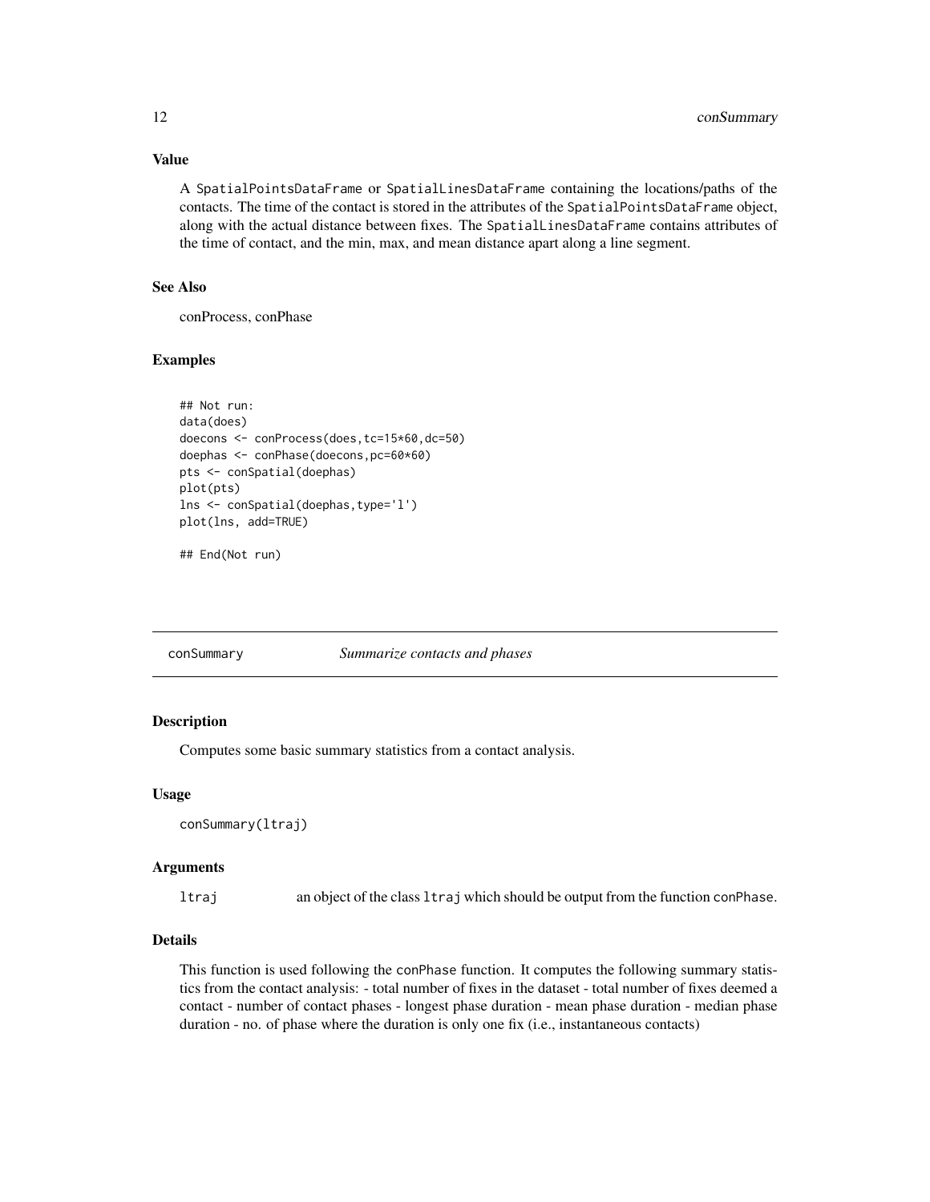### Value

A SpatialPointsDataFrame or SpatialLinesDataFrame containing the locations/paths of the contacts. The time of the contact is stored in the attributes of the SpatialPointsDataFrame object, along with the actual distance between fixes. The SpatialLinesDataFrame contains attributes of the time of contact, and the min, max, and mean distance apart along a line segment.

### See Also

conProcess, conPhase

### Examples

```
## Not run:
data(does)
doecons <- conProcess(does,tc=15*60,dc=50)
doephas <- conPhase(doecons,pc=60*60)
pts <- conSpatial(doephas)
plot(pts)
lns <- conSpatial(doephas,type='l')
plot(lns, add=TRUE)

## End(Not run)
```

---

## conSummary — *Summarize contacts and phases*

### Description

Computes some basic summary statistics from a contact analysis.

### Usage

```
conSummary(ltraj)
```

### Arguments

| | |
|---|---|
| ltraj | an object of the class ltraj which should be output from the function conPhase. |

### Details

This function is used following the conPhase function. It computes the following summary statistics from the contact analysis: - total number of fixes in the dataset - total number of fixes deemed a contact - number of contact phases - longest phase duration - mean phase duration - median phase duration - no. of phase where the duration is only one fix (i.e., instantaneous contacts)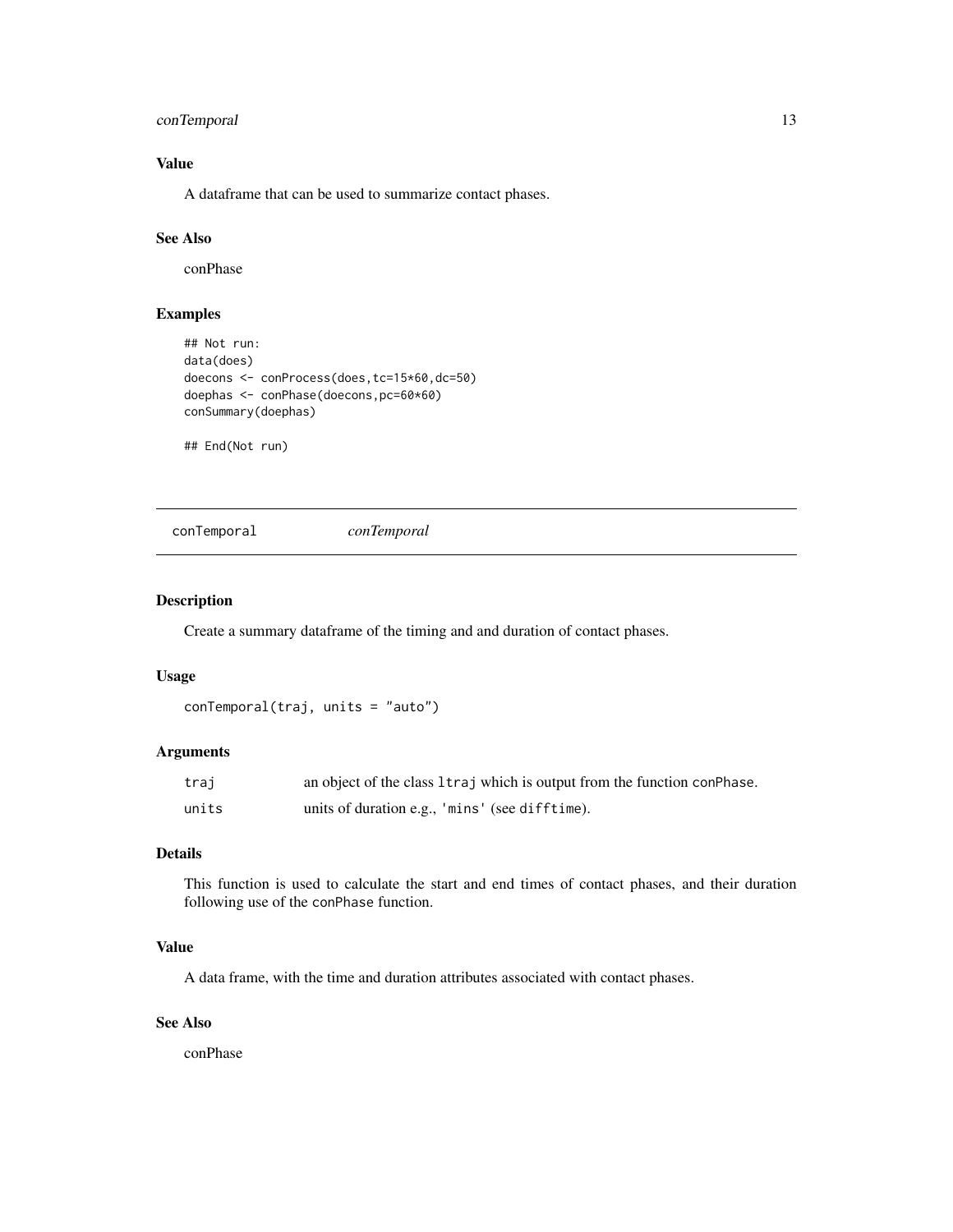### Value

A dataframe that can be used to summarize contact phases.

### See Also

conPhase

### Examples

```
## Not run:
data(does)
doecons <- conProcess(does,tc=15*60,dc=50)
doephas <- conPhase(doecons,pc=60*60)
conSummary(doephas)

## End(Not run)
```

---

## conTemporal    *conTemporal*

---

### Description

Create a summary dataframe of the timing and and duration of contact phases.

### Usage

```
conTemporal(traj, units = "auto")
```

### Arguments

| | |
|---|---|
| `traj` | an object of the class `ltraj` which is output from the function `conPhase`. |
| `units` | units of duration e.g., `'mins'` (see `difftime`). |

### Details

This function is used to calculate the start and end times of contact phases, and their duration following use of the `conPhase` function.

### Value

A data frame, with the time and duration attributes associated with contact phases.

### See Also

conPhase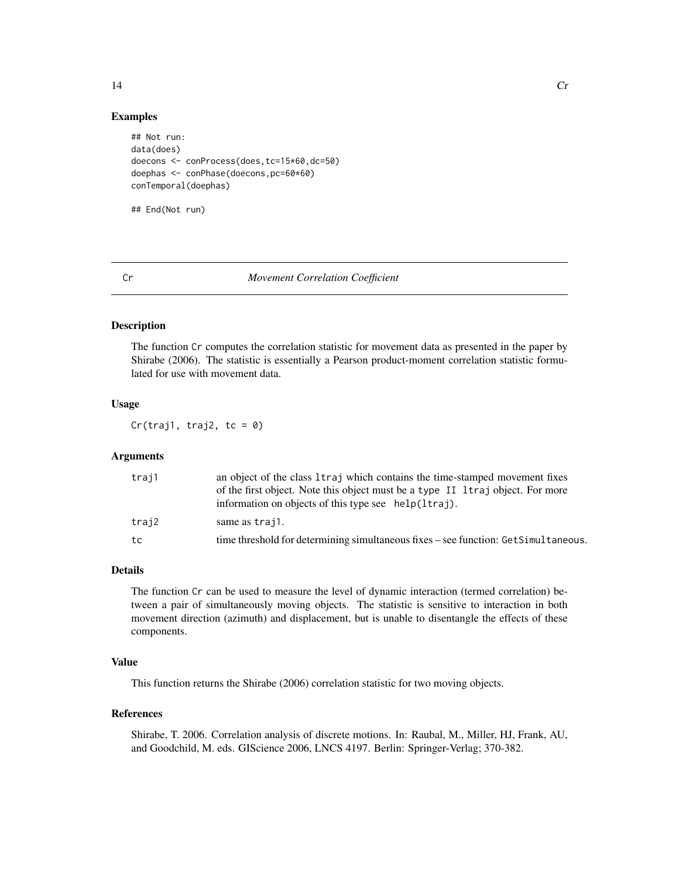### Examples

```
## Not run:
data(does)
doecons <- conProcess(does,tc=15*60,dc=50)
doephas <- conPhase(doecons,pc=60*60)
conTemporal(doephas)

## End(Not run)
```

---

## Cr *Movement Correlation Coefficient*

---

### Description

The function Cr computes the correlation statistic for movement data as presented in the paper by Shirabe (2006). The statistic is essentially a Pearson product-moment correlation statistic formulated for use with movement data.

### Usage

```
Cr(traj1, traj2, tc = 0)
```

### Arguments

| | |
|---|---|
| traj1 | an object of the class ltraj which contains the time-stamped movement fixes of the first object. Note this object must be a type II ltraj object. For more information on objects of this type see help(ltraj). |
| traj2 | same as traj1. |
| tc | time threshold for determining simultaneous fixes – see function: GetSimultaneous. |

### Details

The function Cr can be used to measure the level of dynamic interaction (termed correlation) between a pair of simultaneously moving objects. The statistic is sensitive to interaction in both movement direction (azimuth) and displacement, but is unable to disentangle the effects of these components.

### Value

This function returns the Shirabe (2006) correlation statistic for two moving objects.

### References

Shirabe, T. 2006. Correlation analysis of discrete motions. In: Raubal, M., Miller, HJ, Frank, AU, and Goodchild, M. eds. GIScience 2006, LNCS 4197. Berlin: Springer-Verlag; 370-382.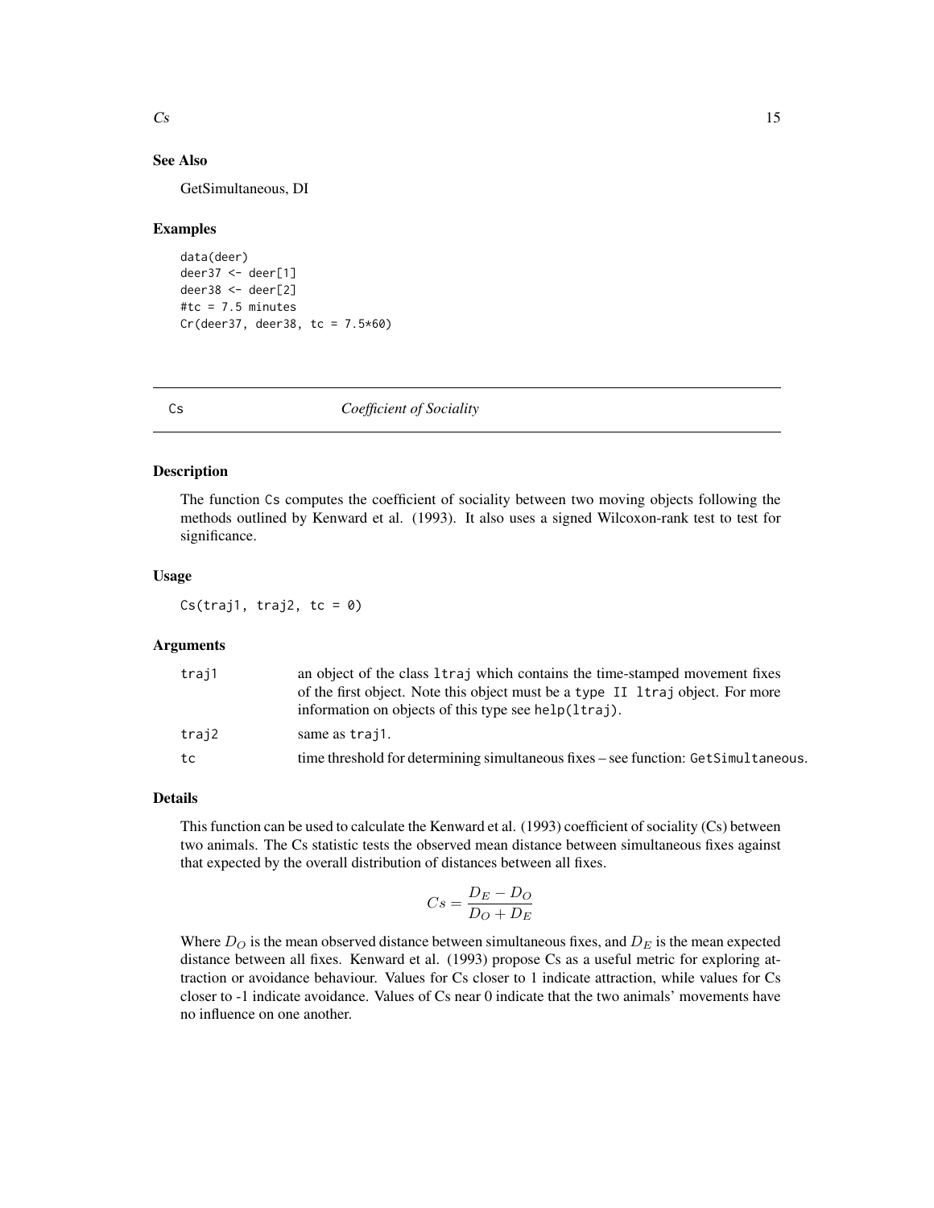## See Also

GetSimultaneous, DI

## Examples

```
data(deer)
deer37 <- deer[1]
deer38 <- deer[2]
#tc = 7.5 minutes
Cr(deer37, deer38, tc = 7.5*60)
```

---

# Cs — *Coefficient of Sociality*

## Description

The function `Cs` computes the coefficient of sociality between two moving objects following the methods outlined by Kenward et al. (1993). It also uses a signed Wilcoxon-rank test to test for significance.

## Usage

```
Cs(traj1, traj2, tc = 0)
```

## Arguments

| | |
|---|---|
| traj1 | an object of the class `ltraj` which contains the time-stamped movement fixes of the first object. Note this object must be a `type II ltraj` object. For more information on objects of this type see `help(ltraj)`. |
| traj2 | same as `traj1`. |
| tc | time threshold for determining simultaneous fixes – see function: `GetSimultaneous`. |

## Details

This function can be used to calculate the Kenward et al. (1993) coefficient of sociality (Cs) between two animals. The Cs statistic tests the observed mean distance between simultaneous fixes against that expected by the overall distribution of distances between all fixes.

$$Cs = \frac{D_E - D_O}{D_O + D_E}$$

Where $D_O$ is the mean observed distance between simultaneous fixes, and $D_E$ is the mean expected distance between all fixes. Kenward et al. (1993) propose Cs as a useful metric for exploring attraction or avoidance behaviour. Values for Cs closer to 1 indicate attraction, while values for Cs closer to -1 indicate avoidance. Values of Cs near 0 indicate that the two animals' movements have no influence on one another.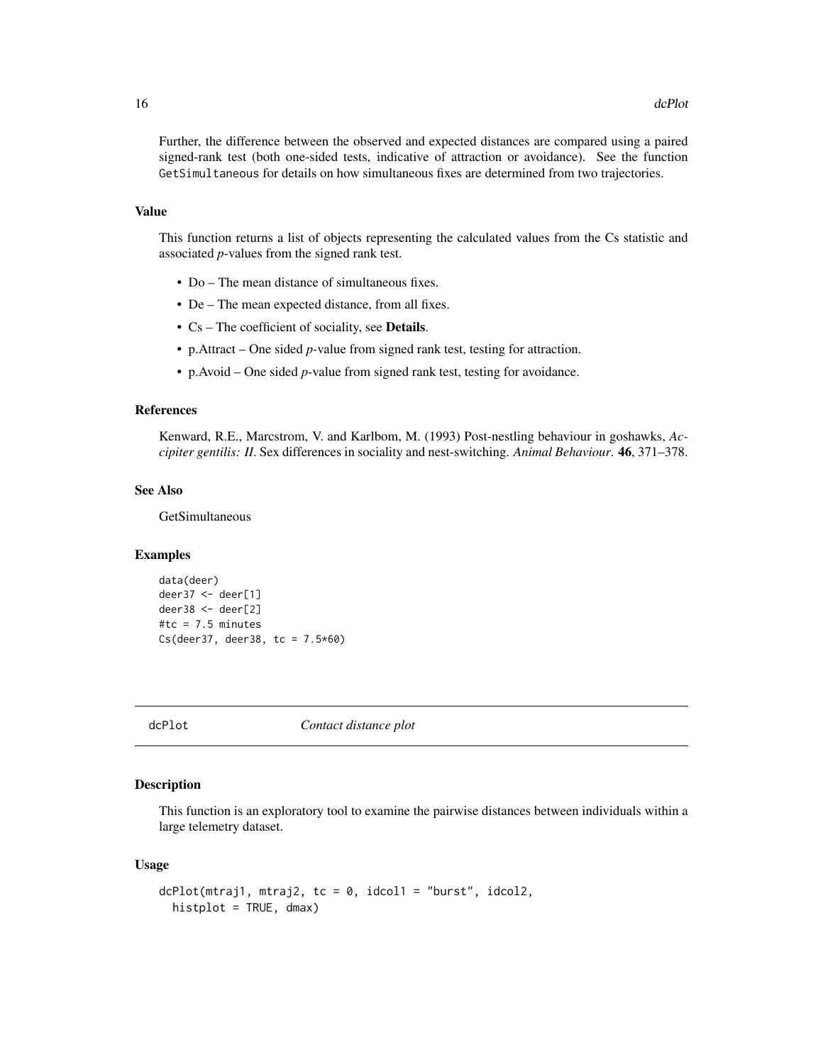Further, the difference between the observed and expected distances are compared using a paired signed-rank test (both one-sided tests, indicative of attraction or avoidance). See the function `GetSimultaneous` for details on how simultaneous fixes are determined from two trajectories.

### Value

This function returns a list of objects representing the calculated values from the Cs statistic and associated *p*-values from the signed rank test.

- Do – The mean distance of simultaneous fixes.
- De – The mean expected distance, from all fixes.
- Cs – The coefficient of sociality, see **Details**.
- p.Attract – One sided *p*-value from signed rank test, testing for attraction.
- p.Avoid – One sided *p*-value from signed rank test, testing for avoidance.

### References

Kenward, R.E., Marcstrom, V. and Karlbom, M. (1993) Post-nestling behaviour in goshawks, *Accipiter gentilis: II*. Sex differences in sociality and nest-switching. *Animal Behaviour*. **46**, 371–378.

### See Also

GetSimultaneous

### Examples

```
data(deer)
deer37 <- deer[1]
deer38 <- deer[2]
#tc = 7.5 minutes
Cs(deer37, deer38, tc = 7.5*60)
```

---

## dcPlot *Contact distance plot*

---

### Description

This function is an exploratory tool to examine the pairwise distances between individuals within a large telemetry dataset.

### Usage

```
dcPlot(mtraj1, mtraj2, tc = 0, idcol1 = "burst", idcol2,
  histplot = TRUE, dmax)
```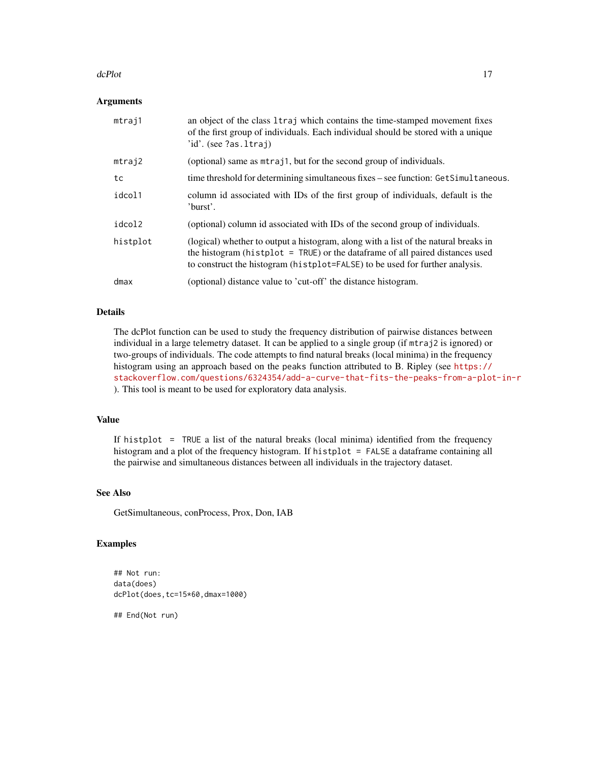## Arguments

| | |
|---|---|
| `mtraj1` | an object of the class `ltraj` which contains the time-stamped movement fixes of the first group of individuals. Each individual should be stored with a unique 'id'. (see `?as.ltraj`) |
| `mtraj2` | (optional) same as `mtraj1`, but for the second group of individuals. |
| `tc` | time threshold for determining simultaneous fixes – see function: `GetSimultaneous`. |
| `idcol1` | column id associated with IDs of the first group of individuals, default is the 'burst'. |
| `idcol2` | (optional) column id associated with IDs of the second group of individuals. |
| `histplot` | (logical) whether to output a histogram, along with a list of the natural breaks in the histogram (`histplot = TRUE`) or the dataframe of all paired distances used to construct the histogram (`histplot=FALSE`) to be used for further analysis. |
| `dmax` | (optional) distance value to 'cut-off' the distance histogram. |

## Details

The dcPlot function can be used to study the frequency distribution of pairwise distances between individual in a large telemetry dataset. It can be applied to a single group (if `mtraj2` is ignored) or two-groups of individuals. The code attempts to find natural breaks (local minima) in the frequency histogram using an approach based on the `peaks` function attributed to B. Ripley (see https://stackoverflow.com/questions/6324354/add-a-curve-that-fits-the-peaks-from-a-plot-in-r ). This tool is meant to be used for exploratory data analysis.

## Value

If `histplot = TRUE` a list of the natural breaks (local minima) identified from the frequency histogram and a plot of the frequency histogram. If `histplot = FALSE` a dataframe containing all the pairwise and simultaneous distances between all individuals in the trajectory dataset.

## See Also

GetSimultaneous, conProcess, Prox, Don, IAB

## Examples

```
## Not run:
data(does)
dcPlot(does,tc=15*60,dmax=1000)

## End(Not run)
```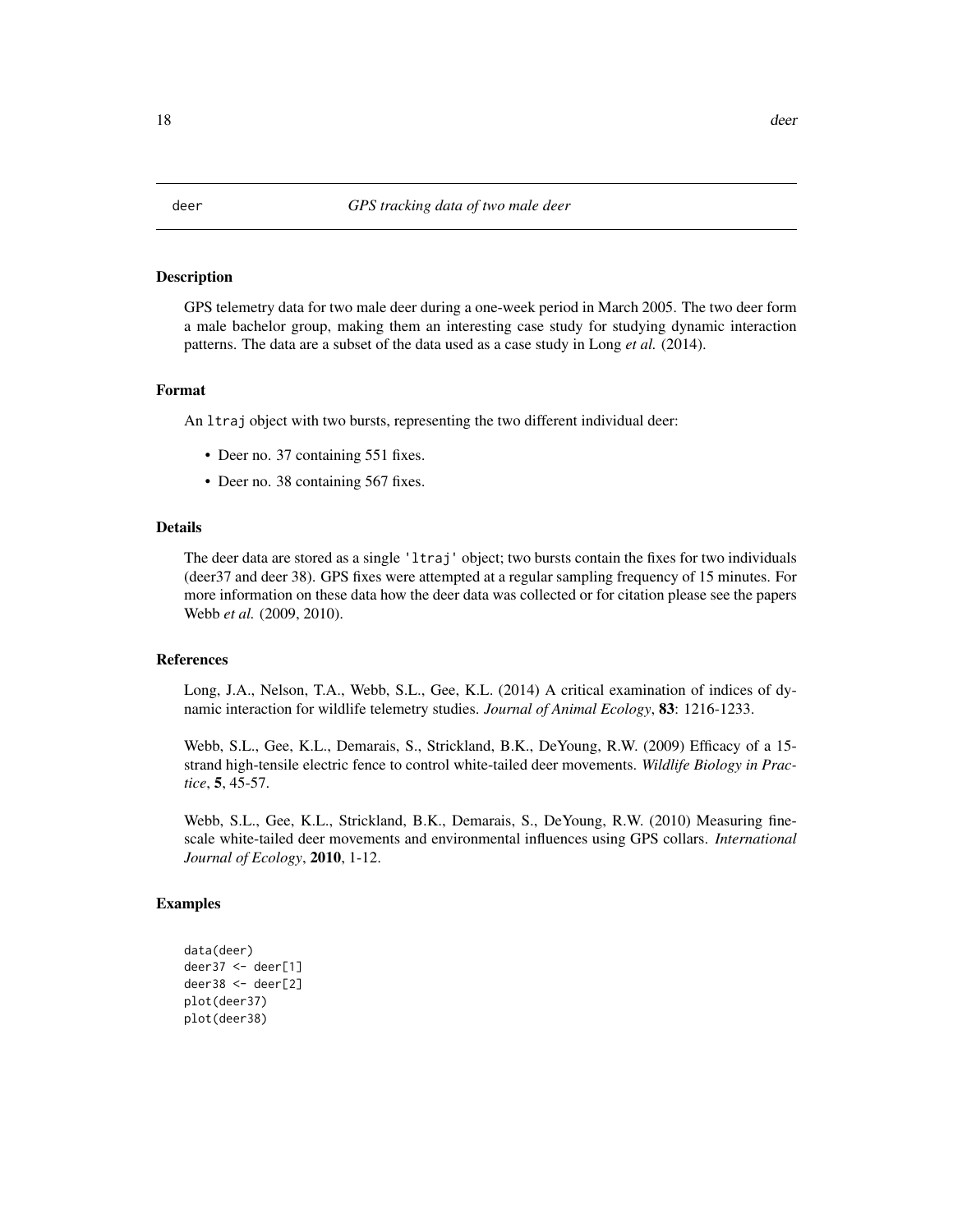# deer — GPS tracking data of two male deer

## Description

GPS telemetry data for two male deer during a one-week period in March 2005. The two deer form a male bachelor group, making them an interesting case study for studying dynamic interaction patterns. The data are a subset of the data used as a case study in Long *et al.* (2014).

## Format

An `ltraj` object with two bursts, representing the two different individual deer:

- Deer no. 37 containing 551 fixes.
- Deer no. 38 containing 567 fixes.

## Details

The deer data are stored as a single `'ltraj'` object; two bursts contain the fixes for two individuals (deer37 and deer 38). GPS fixes were attempted at a regular sampling frequency of 15 minutes. For more information on these data how the deer data was collected or for citation please see the papers Webb *et al.* (2009, 2010).

## References

Long, J.A., Nelson, T.A., Webb, S.L., Gee, K.L. (2014) A critical examination of indices of dynamic interaction for wildlife telemetry studies. *Journal of Animal Ecology*, **83**: 1216-1233.

Webb, S.L., Gee, K.L., Demarais, S., Strickland, B.K., DeYoung, R.W. (2009) Efficacy of a 15-strand high-tensile electric fence to control white-tailed deer movements. *Wildlife Biology in Practice*, **5**, 45-57.

Webb, S.L., Gee, K.L., Strickland, B.K., Demarais, S., DeYoung, R.W. (2010) Measuring fine-scale white-tailed deer movements and environmental influences using GPS collars. *International Journal of Ecology*, **2010**, 1-12.

## Examples

```
data(deer)
deer37 <- deer[1]
deer38 <- deer[2]
plot(deer37)
plot(deer38)
```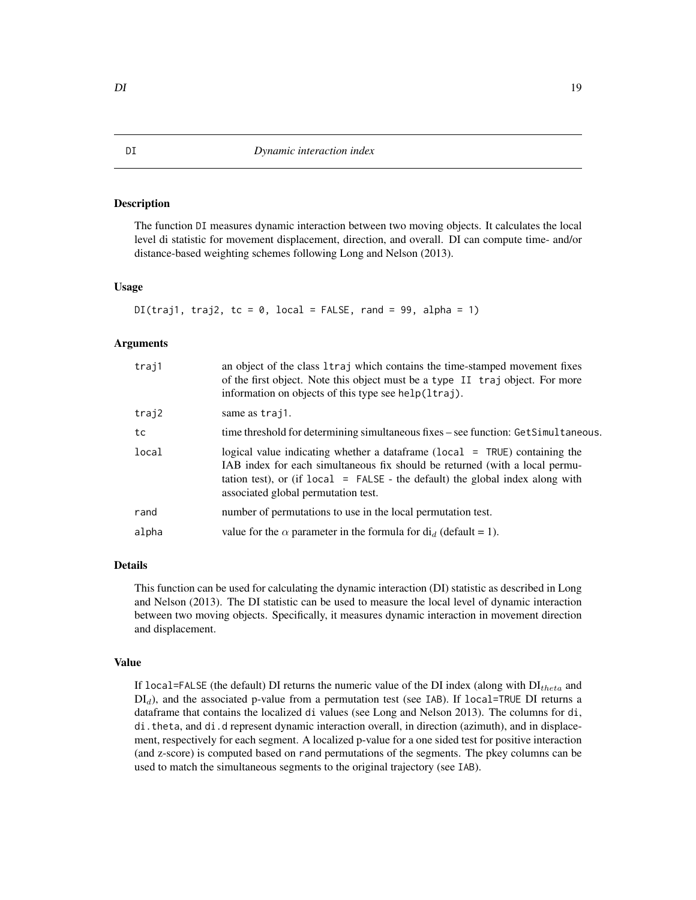# DI — *Dynamic interaction index*

## Description

The function DI measures dynamic interaction between two moving objects. It calculates the local level di statistic for movement displacement, direction, and overall. DI can compute time- and/or distance-based weighting schemes following Long and Nelson (2013).

## Usage

```
DI(traj1, traj2, tc = 0, local = FALSE, rand = 99, alpha = 1)
```

## Arguments

| Argument | Description |
|---|---|
| traj1 | an object of the class ltraj which contains the time-stamped movement fixes of the first object. Note this object must be a type II traj object. For more information on objects of this type see help(ltraj). |
| traj2 | same as traj1. |
| tc | time threshold for determining simultaneous fixes – see function: GetSimultaneous. |
| local | logical value indicating whether a dataframe (local = TRUE) containing the IAB index for each simultaneous fix should be returned (with a local permutation test), or (if local = FALSE - the default) the global index along with associated global permutation test. |
| rand | number of permutations to use in the local permutation test. |
| alpha | value for the $\alpha$ parameter in the formula for $\mathrm{di}_d$ (default = 1). |

## Details

This function can be used for calculating the dynamic interaction (DI) statistic as described in Long and Nelson (2013). The DI statistic can be used to measure the local level of dynamic interaction between two moving objects. Specifically, it measures dynamic interaction in movement direction and displacement.

## Value

If local=FALSE (the default) DI returns the numeric value of the DI index (along with $\mathrm{DI}_{theta}$ and $\mathrm{DI}_d$), and the associated p-value from a permutation test (see IAB). If local=TRUE DI returns a dataframe that contains the localized di values (see Long and Nelson 2013). The columns for di, di.theta, and di.d represent dynamic interaction overall, in direction (azimuth), and in displacement, respectively for each segment. A localized p-value for a one sided test for positive interaction (and z-score) is computed based on rand permutations of the segments. The pkey columns can be used to match the simultaneous segments to the original trajectory (see IAB).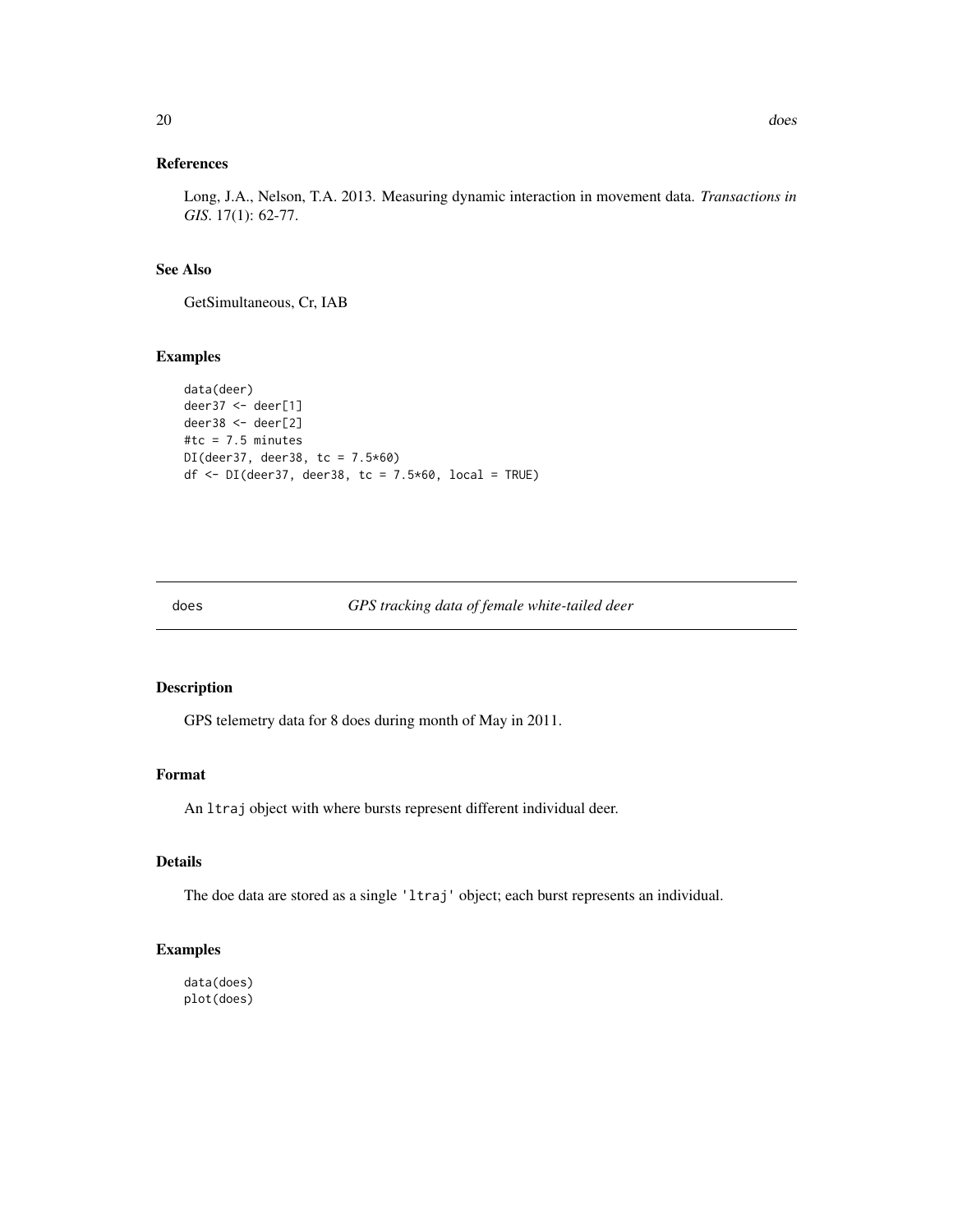## References

Long, J.A., Nelson, T.A. 2013. Measuring dynamic interaction in movement data. *Transactions in GIS*. 17(1): 62-77.

## See Also

GetSimultaneous, Cr, IAB

## Examples

```
data(deer)
deer37 <- deer[1]
deer38 <- deer[2]
#tc = 7.5 minutes
DI(deer37, deer38, tc = 7.5*60)
df <- DI(deer37, deer38, tc = 7.5*60, local = TRUE)
```

---

# does *GPS tracking data of female white-tailed deer*

## Description

GPS telemetry data for 8 does during month of May in 2011.

## Format

An `ltraj` object with where bursts represent different individual deer.

## Details

The doe data are stored as a single `'ltraj'` object; each burst represents an individual.

## Examples

```
data(does)
plot(does)
```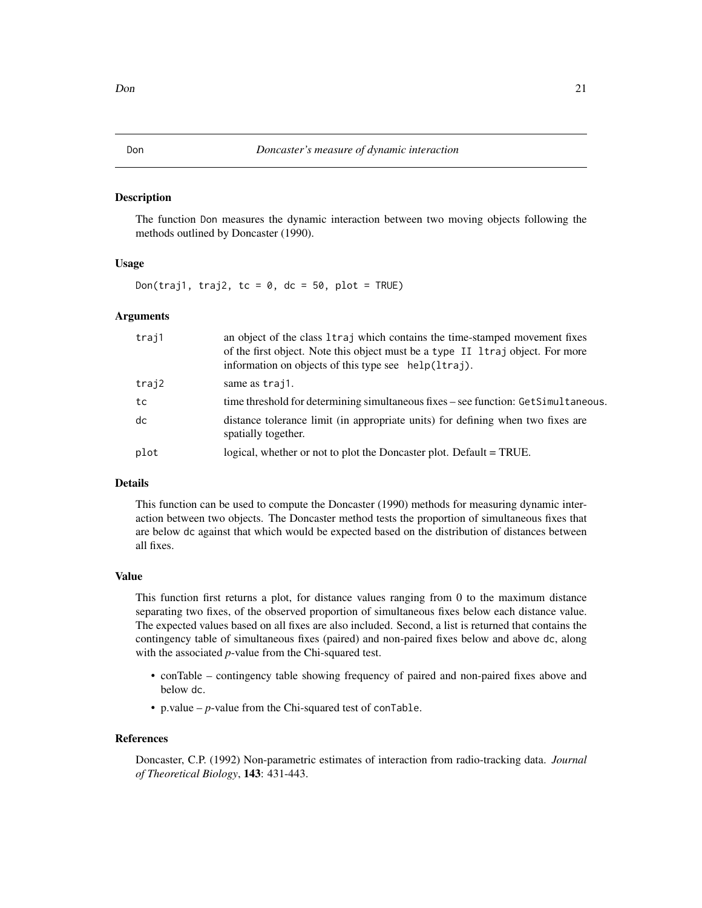Don    *Doncaster's measure of dynamic interaction*

### Description

The function Don measures the dynamic interaction between two moving objects following the methods outlined by Doncaster (1990).

### Usage

```
Don(traj1, traj2, tc = 0, dc = 50, plot = TRUE)
```

### Arguments

| | |
|---|---|
| traj1 | an object of the class `ltraj` which contains the time-stamped movement fixes of the first object. Note this object must be a `type II ltraj` object. For more information on objects of this type see `help(ltraj)`. |
| traj2 | same as `traj1`. |
| tc | time threshold for determining simultaneous fixes – see function: `GetSimultaneous`. |
| dc | distance tolerance limit (in appropriate units) for defining when two fixes are spatially together. |
| plot | logical, whether or not to plot the Doncaster plot. Default = TRUE. |

### Details

This function can be used to compute the Doncaster (1990) methods for measuring dynamic interaction between two objects. The Doncaster method tests the proportion of simultaneous fixes that are below `dc` against that which would be expected based on the distribution of distances between all fixes.

### Value

This function first returns a plot, for distance values ranging from 0 to the maximum distance separating two fixes, of the observed proportion of simultaneous fixes below each distance value. The expected values based on all fixes are also included. Second, a list is returned that contains the contingency table of simultaneous fixes (paired) and non-paired fixes below and above `dc`, along with the associated *p*-value from the Chi-squared test.

- conTable – contingency table showing frequency of paired and non-paired fixes above and below `dc`.
- p.value – *p*-value from the Chi-squared test of `conTable`.

### References

Doncaster, C.P. (1992) Non-parametric estimates of interaction from radio-tracking data. *Journal of Theoretical Biology*, **143**: 431-443.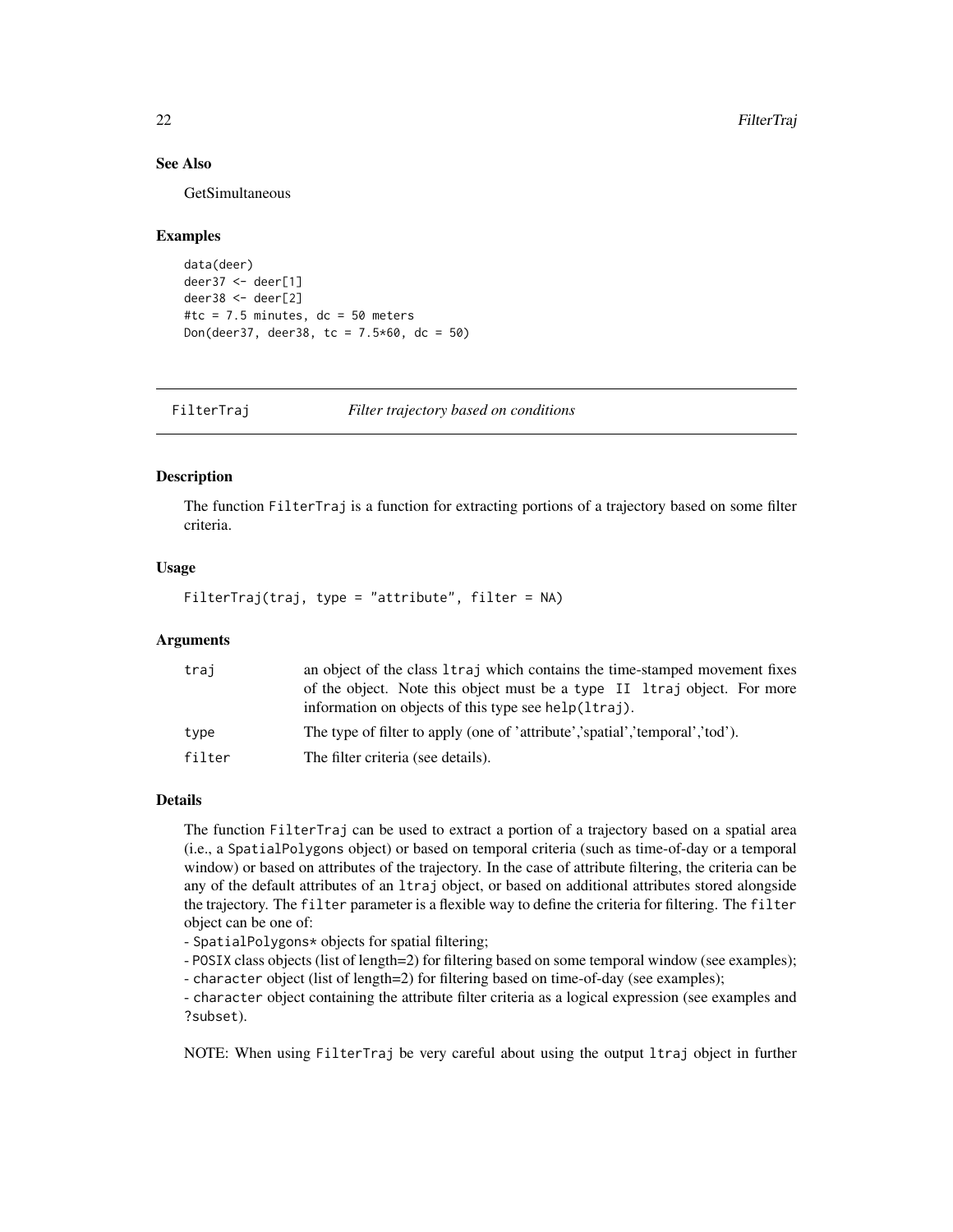### See Also

GetSimultaneous

### Examples

```
data(deer)
deer37 <- deer[1]
deer38 <- deer[2]
#tc = 7.5 minutes, dc = 50 meters
Don(deer37, deer38, tc = 7.5*60, dc = 50)
```

---

## FilterTraj *Filter trajectory based on conditions*

---

### Description

The function FilterTraj is a function for extracting portions of a trajectory based on some filter criteria.

### Usage

```
FilterTraj(traj, type = "attribute", filter = NA)
```

### Arguments

| | |
|---|---|
| traj | an object of the class ltraj which contains the time-stamped movement fixes of the object. Note this object must be a type II ltraj object. For more information on objects of this type see help(ltraj). |
| type | The type of filter to apply (one of 'attribute','spatial','temporal','tod'). |
| filter | The filter criteria (see details). |

### Details

The function FilterTraj can be used to extract a portion of a trajectory based on a spatial area (i.e., a SpatialPolygons object) or based on temporal criteria (such as time-of-day or a temporal window) or based on attributes of the trajectory. In the case of attribute filtering, the criteria can be any of the default attributes of an ltraj object, or based on additional attributes stored alongside the trajectory. The filter parameter is a flexible way to define the criteria for filtering. The filter object can be one of:
- SpatialPolygons* objects for spatial filtering;
- POSIX class objects (list of length=2) for filtering based on some temporal window (see examples);
- character object (list of length=2) for filtering based on time-of-day (see examples);
- character object containing the attribute filter criteria as a logical expression (see examples and ?subset).

NOTE: When using FilterTraj be very careful about using the output ltraj object in further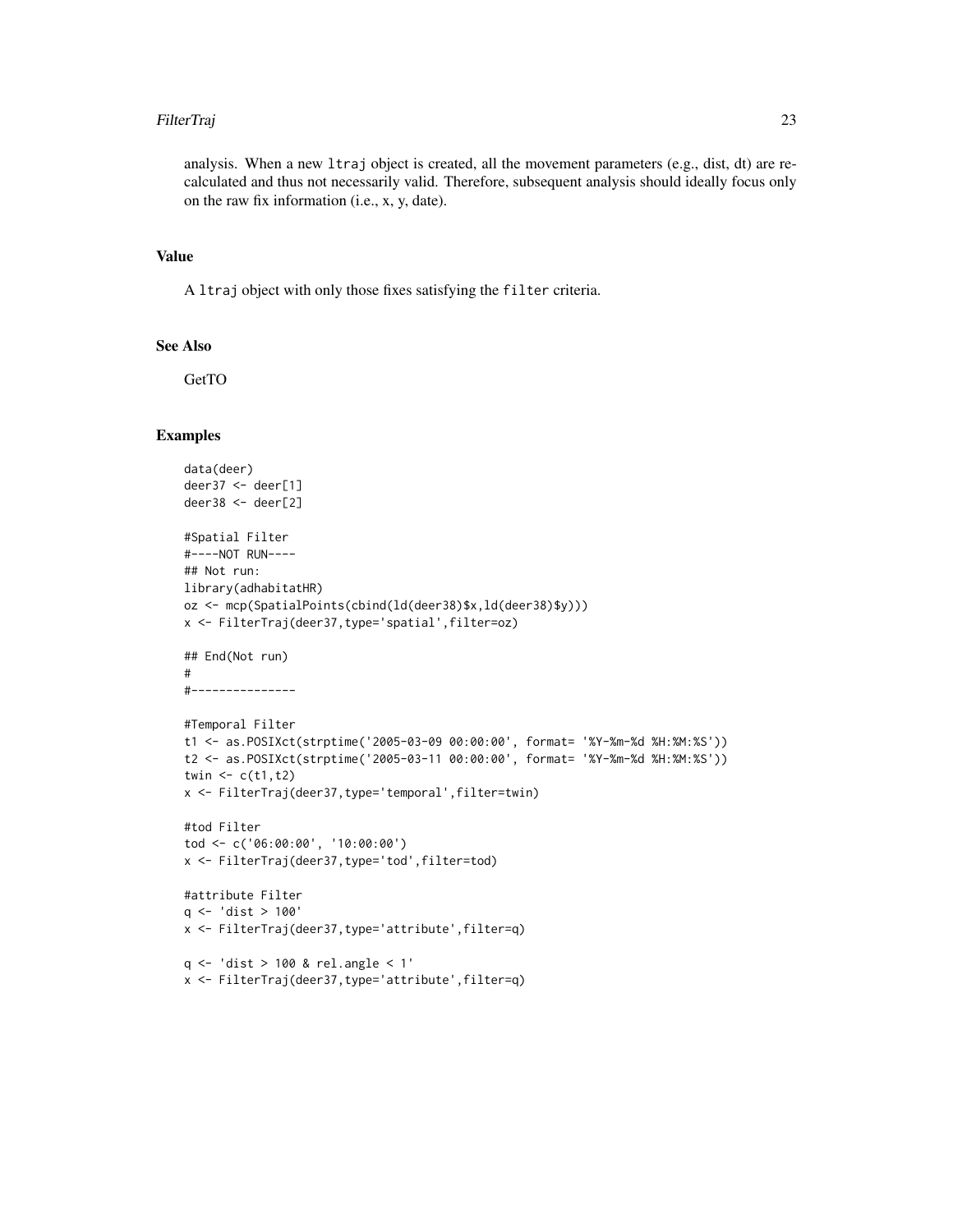analysis. When a new `ltraj` object is created, all the movement parameters (e.g., dist, dt) are recalculated and thus not necessarily valid. Therefore, subsequent analysis should ideally focus only on the raw fix information (i.e., x, y, date).

## Value

A `ltraj` object with only those fixes satisfying the `filter` criteria.

## See Also

GetTO

## Examples

```
data(deer)
deer37 <- deer[1]
deer38 <- deer[2]

#Spatial Filter
#----NOT RUN----
## Not run:
library(adhabitatHR)
oz <- mcp(SpatialPoints(cbind(ld(deer38)$x,ld(deer38)$y)))
x <- FilterTraj(deer37,type='spatial',filter=oz)

## End(Not run)
#
#---------------

#Temporal Filter
t1 <- as.POSIXct(strptime('2005-03-09 00:00:00', format= '%Y-%m-%d %H:%M:%S'))
t2 <- as.POSIXct(strptime('2005-03-11 00:00:00', format= '%Y-%m-%d %H:%M:%S'))
twin <- c(t1,t2)
x <- FilterTraj(deer37,type='temporal',filter=twin)

#tod Filter
tod <- c('06:00:00', '10:00:00')
x <- FilterTraj(deer37,type='tod',filter=tod)

#attribute Filter
q <- 'dist > 100'
x <- FilterTraj(deer37,type='attribute',filter=q)

q <- 'dist > 100 & rel.angle < 1'
x <- FilterTraj(deer37,type='attribute',filter=q)
```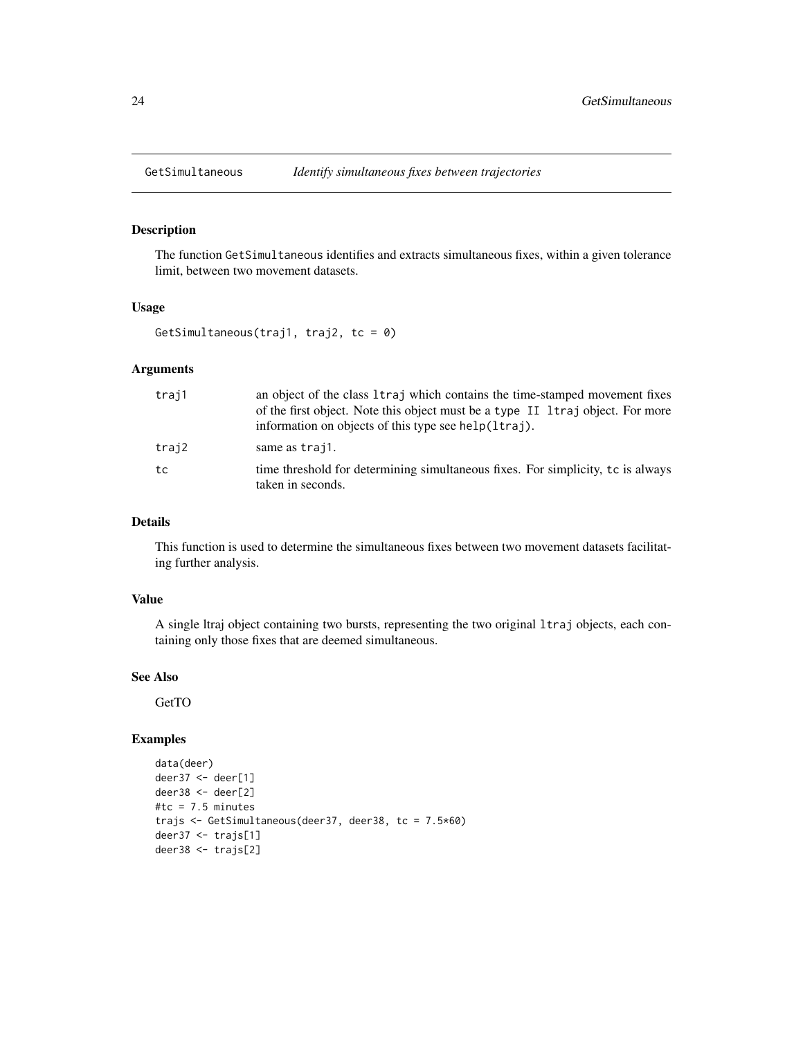## GetSimultaneous — *Identify simultaneous fixes between trajectories*

### Description

The function `GetSimultaneous` identifies and extracts simultaneous fixes, within a given tolerance limit, between two movement datasets.

### Usage

```
GetSimultaneous(traj1, traj2, tc = 0)
```

### Arguments

| | |
|---|---|
| `traj1` | an object of the class `ltraj` which contains the time-stamped movement fixes of the first object. Note this object must be a `type II ltraj` object. For more information on objects of this type see `help(ltraj)`. |
| `traj2` | same as `traj1`. |
| `tc` | time threshold for determining simultaneous fixes. For simplicity, `tc` is always taken in seconds. |

### Details

This function is used to determine the simultaneous fixes between two movement datasets facilitating further analysis.

### Value

A single ltraj object containing two bursts, representing the two original `ltraj` objects, each containing only those fixes that are deemed simultaneous.

### See Also

GetTO

### Examples

```
data(deer)
deer37 <- deer[1]
deer38 <- deer[2]
#tc = 7.5 minutes
trajs <- GetSimultaneous(deer37, deer38, tc = 7.5*60)
deer37 <- trajs[1]
deer38 <- trajs[2]
```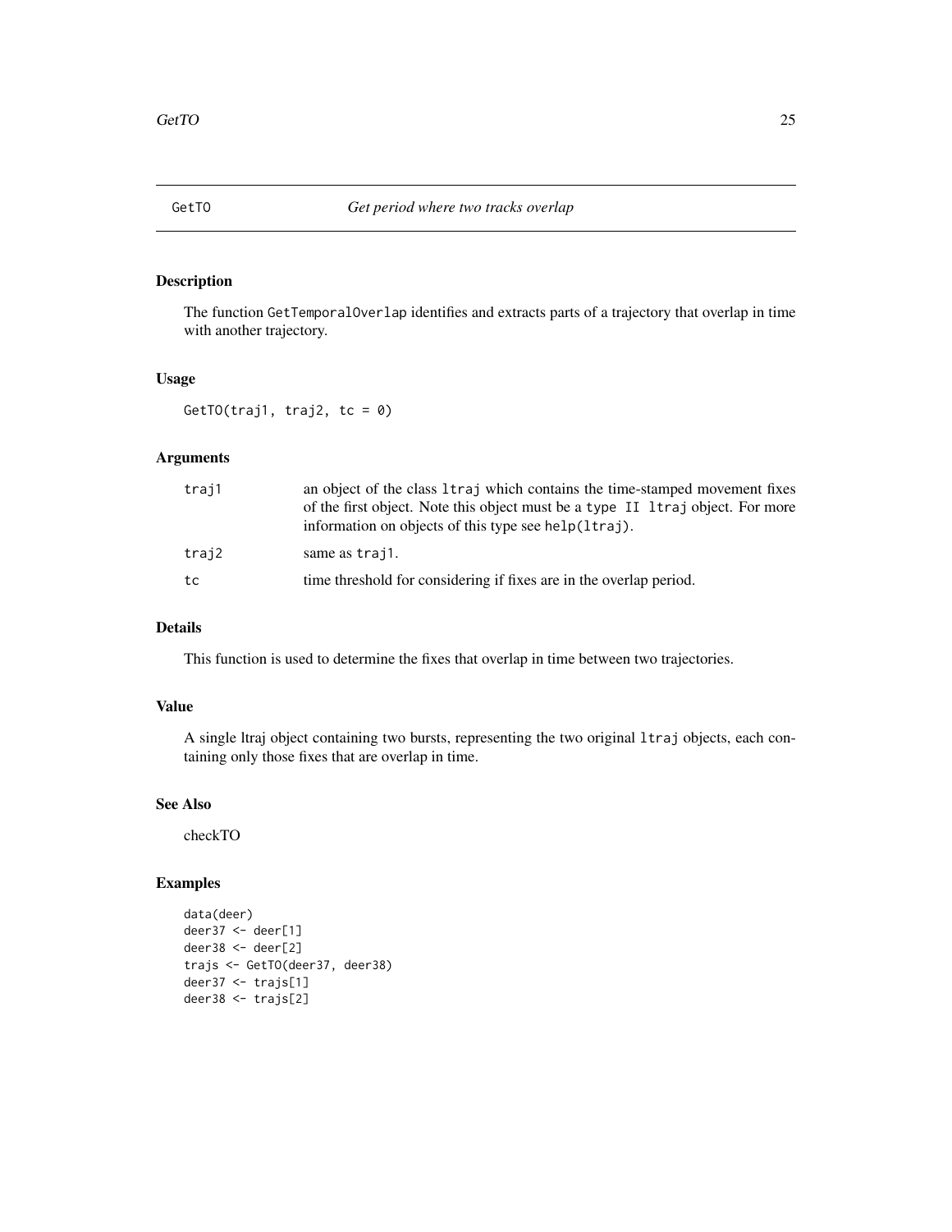## GetTO *Get period where two tracks overlap*

### Description

The function GetTemporalOverlap identifies and extracts parts of a trajectory that overlap in time with another trajectory.

### Usage

```
GetTO(traj1, traj2, tc = 0)
```

### Arguments

| | |
|---|---|
| traj1 | an object of the class ltraj which contains the time-stamped movement fixes of the first object. Note this object must be a type II ltraj object. For more information on objects of this type see help(ltraj). |
| traj2 | same as traj1. |
| tc | time threshold for considering if fixes are in the overlap period. |

### Details

This function is used to determine the fixes that overlap in time between two trajectories.

### Value

A single ltraj object containing two bursts, representing the two original ltraj objects, each containing only those fixes that are overlap in time.

### See Also

checkTO

### Examples

```
data(deer)
deer37 <- deer[1]
deer38 <- deer[2]
trajs <- GetTO(deer37, deer38)
deer37 <- trajs[1]
deer38 <- trajs[2]
```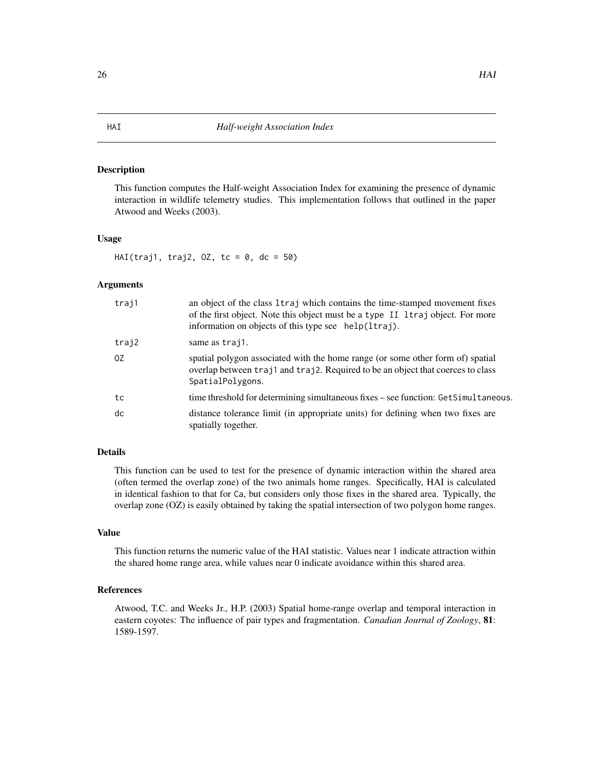# HAI — *Half-weight Association Index*

## Description

This function computes the Half-weight Association Index for examining the presence of dynamic interaction in wildlife telemetry studies. This implementation follows that outlined in the paper Atwood and Weeks (2003).

## Usage

```
HAI(traj1, traj2, OZ, tc = 0, dc = 50)
```

## Arguments

| | |
|---|---|
| traj1 | an object of the class `ltraj` which contains the time-stamped movement fixes of the first object. Note this object must be a `type II ltraj` object. For more information on objects of this type see `help(ltraj)`. |
| traj2 | same as `traj1`. |
| OZ | spatial polygon associated with the home range (or some other form of) spatial overlap between `traj1` and `traj2`. Required to be an object that coerces to class `SpatialPolygons`. |
| tc | time threshold for determining simultaneous fixes – see function: `GetSimultaneous`. |
| dc | distance tolerance limit (in appropriate units) for defining when two fixes are spatially together. |

## Details

This function can be used to test for the presence of dynamic interaction within the shared area (often termed the overlap zone) of the two animals home ranges. Specifically, HAI is calculated in identical fashion to that for `Ca`, but considers only those fixes in the shared area. Typically, the overlap zone (OZ) is easily obtained by taking the spatial intersection of two polygon home ranges.

## Value

This function returns the numeric value of the HAI statistic. Values near 1 indicate attraction within the shared home range area, while values near 0 indicate avoidance within this shared area.

## References

Atwood, T.C. and Weeks Jr., H.P. (2003) Spatial home-range overlap and temporal interaction in eastern coyotes: The influence of pair types and fragmentation. *Canadian Journal of Zoology*, **81**: 1589-1597.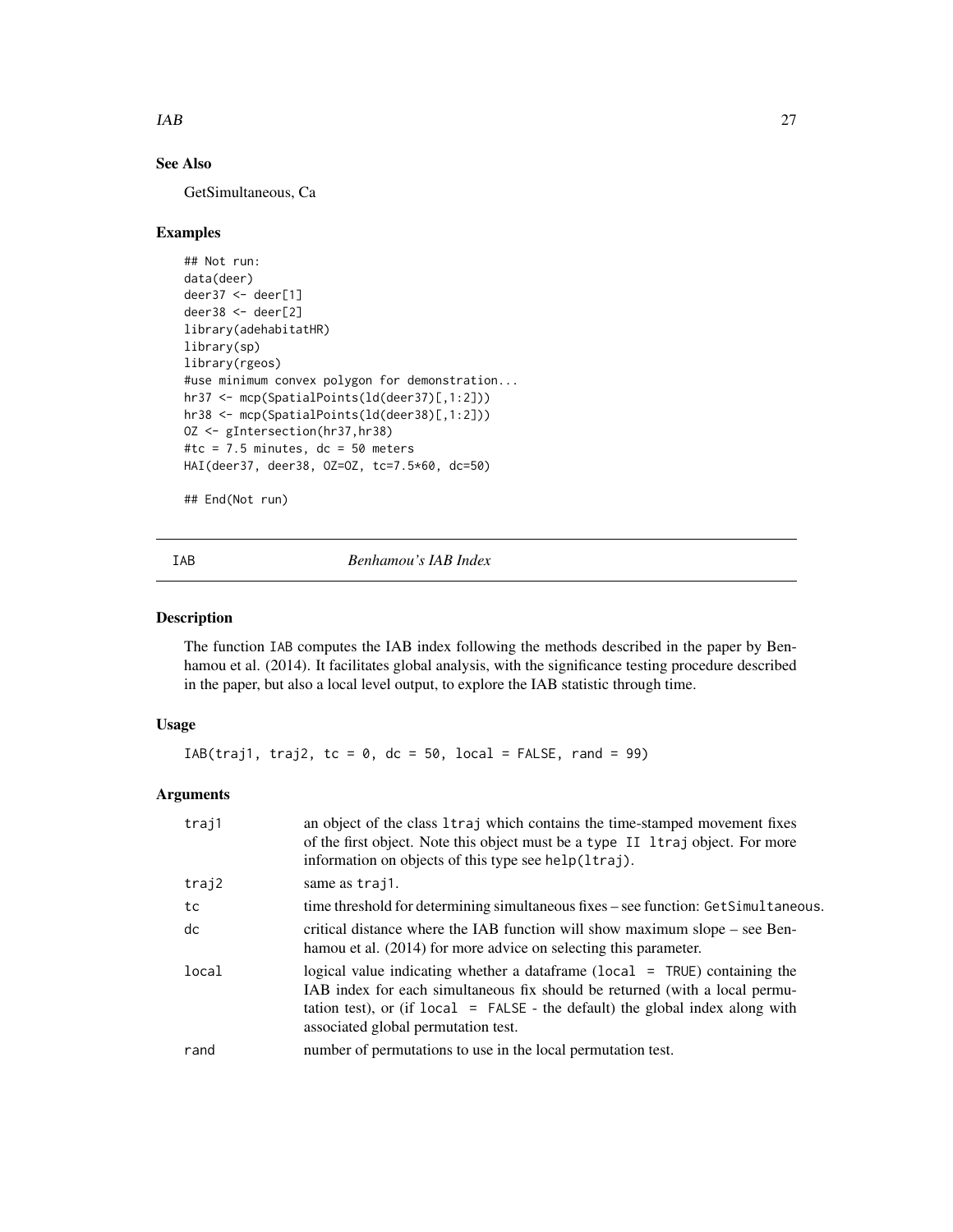### See Also

GetSimultaneous, Ca

### Examples

```
## Not run:
data(deer)
deer37 <- deer[1]
deer38 <- deer[2]
library(adehabitatHR)
library(sp)
library(rgeos)
#use minimum convex polygon for demonstration...
hr37 <- mcp(SpatialPoints(ld(deer37)[,1:2]))
hr38 <- mcp(SpatialPoints(ld(deer38)[,1:2]))
OZ <- gIntersection(hr37,hr38)
#tc = 7.5 minutes, dc = 50 meters
HAI(deer37, deer38, OZ=OZ, tc=7.5*60, dc=50)

## End(Not run)
```

## IAB — *Benhamou's IAB Index*

### Description

The function IAB computes the IAB index following the methods described in the paper by Benhamou et al. (2014). It facilitates global analysis, with the significance testing procedure described in the paper, but also a local level output, to explore the IAB statistic through time.

### Usage

```
IAB(traj1, traj2, tc = 0, dc = 50, local = FALSE, rand = 99)
```

### Arguments

| | |
|---|---|
| traj1 | an object of the class `ltraj` which contains the time-stamped movement fixes of the first object. Note this object must be a `type II ltraj` object. For more information on objects of this type see `help(ltraj)`. |
| traj2 | same as traj1. |
| tc | time threshold for determining simultaneous fixes – see function: `GetSimultaneous`. |
| dc | critical distance where the IAB function will show maximum slope – see Benhamou et al. (2014) for more advice on selecting this parameter. |
| local | logical value indicating whether a dataframe (`local = TRUE`) containing the IAB index for each simultaneous fix should be returned (with a local permutation test), or (if `local = FALSE` - the default) the global index along with associated global permutation test. |
| rand | number of permutations to use in the local permutation test. |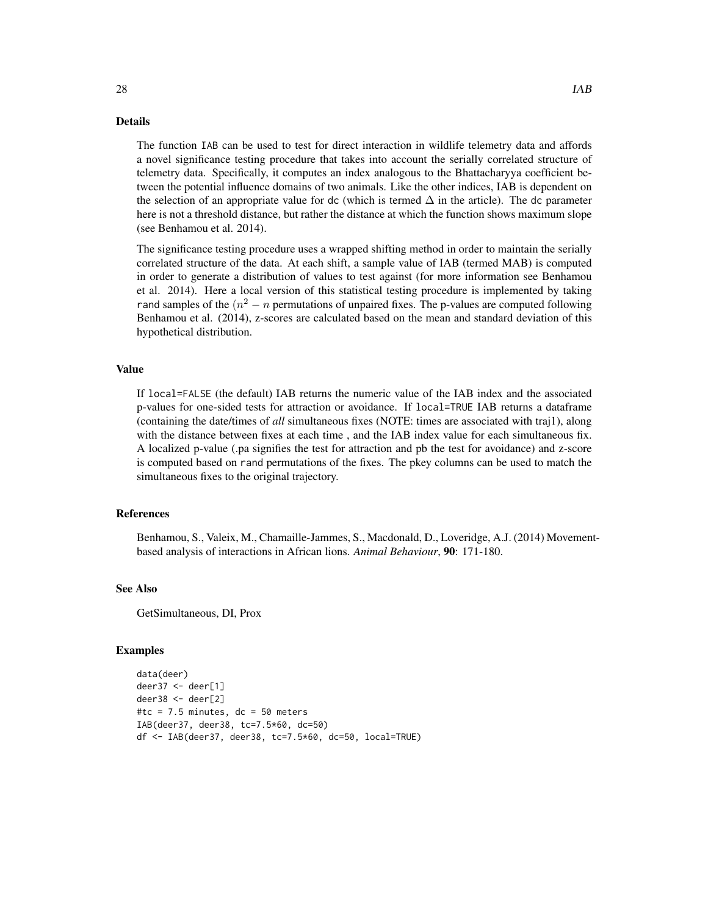## Details

The function IAB can be used to test for direct interaction in wildlife telemetry data and affords a novel significance testing procedure that takes into account the serially correlated structure of telemetry data. Specifically, it computes an index analogous to the Bhattacharyya coefficient between the potential influence domains of two animals. Like the other indices, IAB is dependent on the selection of an appropriate value for dc (which is termed $\Delta$ in the article). The dc parameter here is not a threshold distance, but rather the distance at which the function shows maximum slope (see Benhamou et al. 2014).

The significance testing procedure uses a wrapped shifting method in order to maintain the serially correlated structure of the data. At each shift, a sample value of IAB (termed MAB) is computed in order to generate a distribution of values to test against (for more information see Benhamou et al. 2014). Here a local version of this statistical testing procedure is implemented by taking rand samples of the $(n^2 - n$ permutations of unpaired fixes. The p-values are computed following Benhamou et al. (2014), z-scores are calculated based on the mean and standard deviation of this hypothetical distribution.

## Value

If local=FALSE (the default) IAB returns the numeric value of the IAB index and the associated p-values for one-sided tests for attraction or avoidance. If local=TRUE IAB returns a dataframe (containing the date/times of *all* simultaneous fixes (NOTE: times are associated with traj1), along with the distance between fixes at each time , and the IAB index value for each simultaneous fix. A localized p-value (.pa signifies the test for attraction and pb the test for avoidance) and z-score is computed based on rand permutations of the fixes. The pkey columns can be used to match the simultaneous fixes to the original trajectory.

## References

Benhamou, S., Valeix, M., Chamaille-Jammes, S., Macdonald, D., Loveridge, A.J. (2014) Movement-based analysis of interactions in African lions. *Animal Behaviour*, **90**: 171-180.

## See Also

GetSimultaneous, DI, Prox

## Examples

```
data(deer)
deer37 <- deer[1]
deer38 <- deer[2]
#tc = 7.5 minutes, dc = 50 meters
IAB(deer37, deer38, tc=7.5*60, dc=50)
df <- IAB(deer37, deer38, tc=7.5*60, dc=50, local=TRUE)
```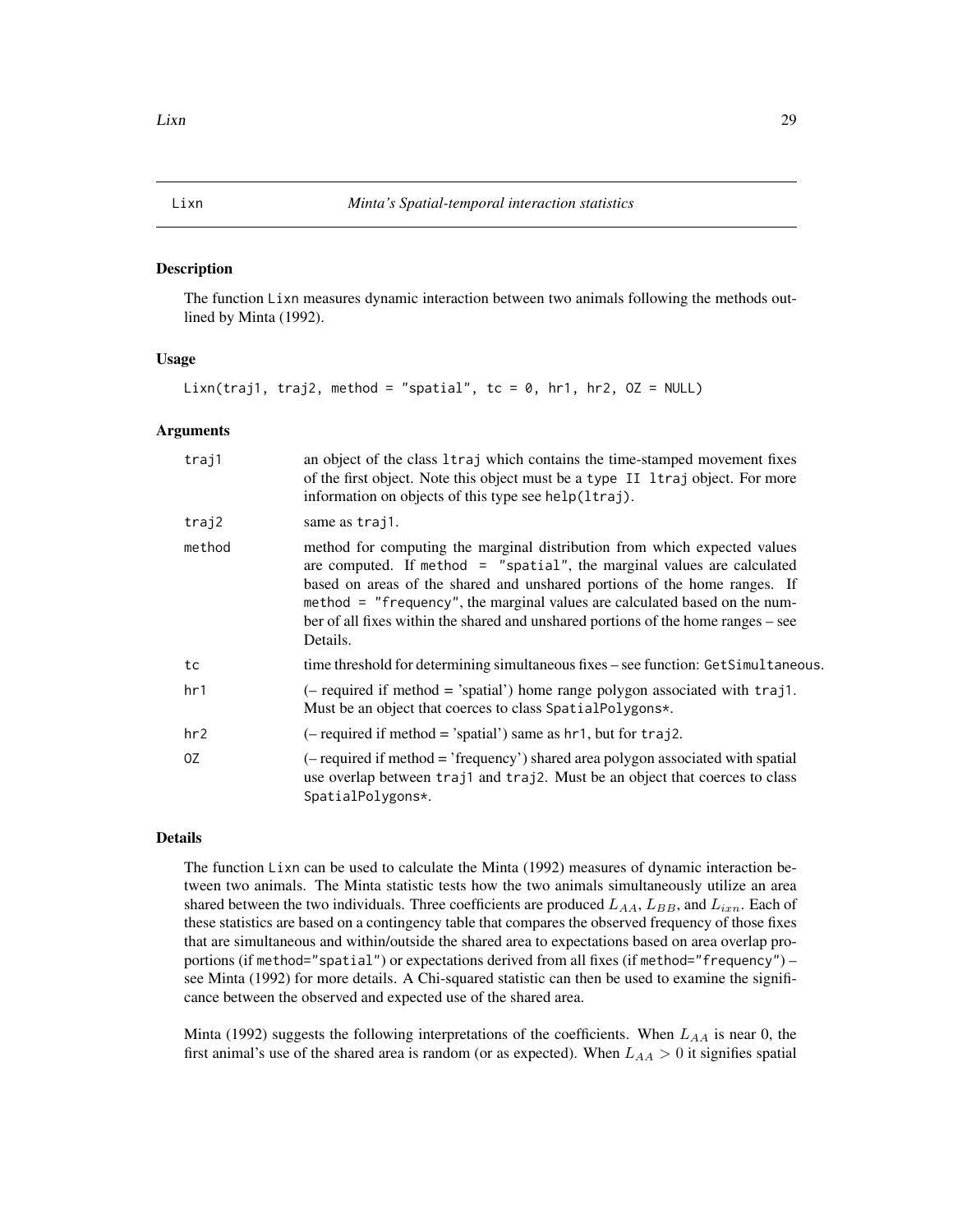## Lixn — *Minta's Spatial-temporal interaction statistics*

### Description

The function `Lixn` measures dynamic interaction between two animals following the methods outlined by Minta (1992).

### Usage

```
Lixn(traj1, traj2, method = "spatial", tc = 0, hr1, hr2, OZ = NULL)
```

### Arguments

| | |
|---|---|
| `traj1` | an object of the class `ltraj` which contains the time-stamped movement fixes of the first object. Note this object must be a `type II ltraj` object. For more information on objects of this type see `help(ltraj)`. |
| `traj2` | same as `traj1`. |
| `method` | method for computing the marginal distribution from which expected values are computed. If `method = "spatial"`, the marginal values are calculated based on areas of the shared and unshared portions of the home ranges. If `method = "frequency"`, the marginal values are calculated based on the number of all fixes within the shared and unshared portions of the home ranges – see Details. |
| `tc` | time threshold for determining simultaneous fixes – see function: `GetSimultaneous`. |
| `hr1` | (– required if method = 'spatial') home range polygon associated with `traj1`. Must be an object that coerces to class `SpatialPolygons*`. |
| `hr2` | (– required if method = 'spatial') same as `hr1`, but for `traj2`. |
| `OZ` | (– required if method = 'frequency') shared area polygon associated with spatial use overlap between `traj1` and `traj2`. Must be an object that coerces to class `SpatialPolygons*`. |

### Details

The function `Lixn` can be used to calculate the Minta (1992) measures of dynamic interaction between two animals. The Minta statistic tests how the two animals simultaneously utilize an area shared between the two individuals. Three coefficients are produced $L_{AA}$, $L_{BB}$, and $L_{ixn}$. Each of these statistics are based on a contingency table that compares the observed frequency of those fixes that are simultaneous and within/outside the shared area to expectations based on area overlap proportions (if `method="spatial"`) or expectations derived from all fixes (if `method="frequency"`) – see Minta (1992) for more details. A Chi-squared statistic can then be used to examine the significance between the observed and expected use of the shared area.

Minta (1992) suggests the following interpretations of the coefficients. When $L_{AA}$ is near 0, the first animal's use of the shared area is random (or as expected). When $L_{AA} > 0$ it signifies spatial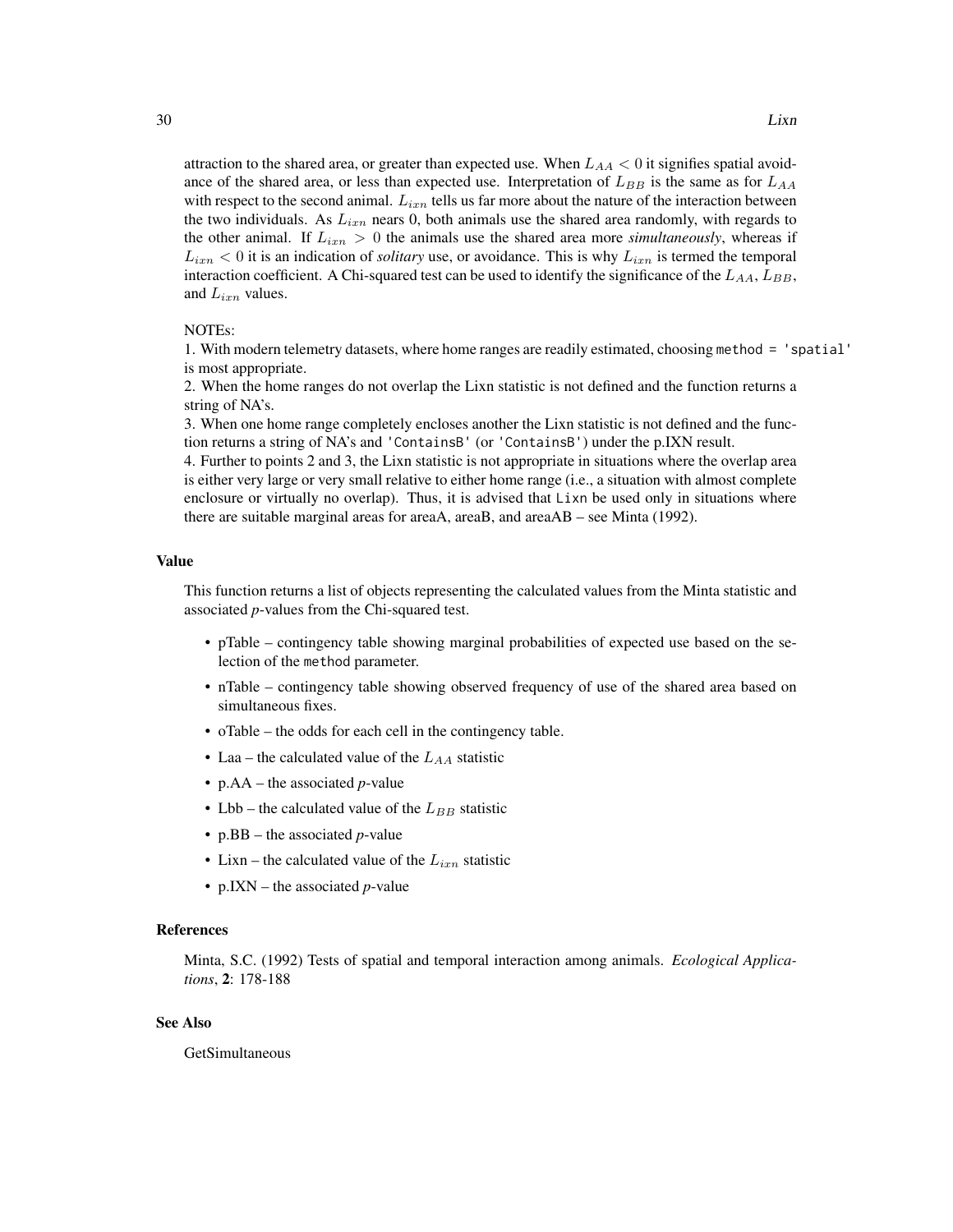attraction to the shared area, or greater than expected use. When $L_{AA} < 0$ it signifies spatial avoidance of the shared area, or less than expected use. Interpretation of $L_{BB}$ is the same as for $L_{AA}$ with respect to the second animal. $L_{ixn}$ tells us far more about the nature of the interaction between the two individuals. As $L_{ixn}$ nears 0, both animals use the shared area randomly, with regards to the other animal. If $L_{ixn} > 0$ the animals use the shared area more *simultaneously*, whereas if $L_{ixn} < 0$ it is an indication of *solitary* use, or avoidance. This is why $L_{ixn}$ is termed the temporal interaction coefficient. A Chi-squared test can be used to identify the significance of the $L_{AA}$, $L_{BB}$, and $L_{ixn}$ values.

NOTEs:
1. With modern telemetry datasets, where home ranges are readily estimated, choosing `method = 'spatial'` is most appropriate.
2. When the home ranges do not overlap the Lixn statistic is not defined and the function returns a string of NA's.
3. When one home range completely encloses another the Lixn statistic is not defined and the function returns a string of NA's and `'ContainsB'` (or `'ContainsB'`) under the p.IXN result.
4. Further to points 2 and 3, the Lixn statistic is not appropriate in situations where the overlap area is either very large or very small relative to either home range (i.e., a situation with almost complete enclosure or virtually no overlap). Thus, it is advised that `Lixn` be used only in situations where there are suitable marginal areas for areaA, areaB, and areaAB – see Minta (1992).

## Value

This function returns a list of objects representing the calculated values from the Minta statistic and associated *p*-values from the Chi-squared test.

- pTable – contingency table showing marginal probabilities of expected use based on the selection of the `method` parameter.
- nTable – contingency table showing observed frequency of use of the shared area based on simultaneous fixes.
- oTable – the odds for each cell in the contingency table.
- Laa – the calculated value of the $L_{AA}$ statistic
- p.AA – the associated *p*-value
- Lbb – the calculated value of the $L_{BB}$ statistic
- p.BB – the associated *p*-value
- Lixn – the calculated value of the $L_{ixn}$ statistic
- p.IXN – the associated *p*-value

## References

Minta, S.C. (1992) Tests of spatial and temporal interaction among animals. *Ecological Applications*, **2**: 178-188

## See Also

GetSimultaneous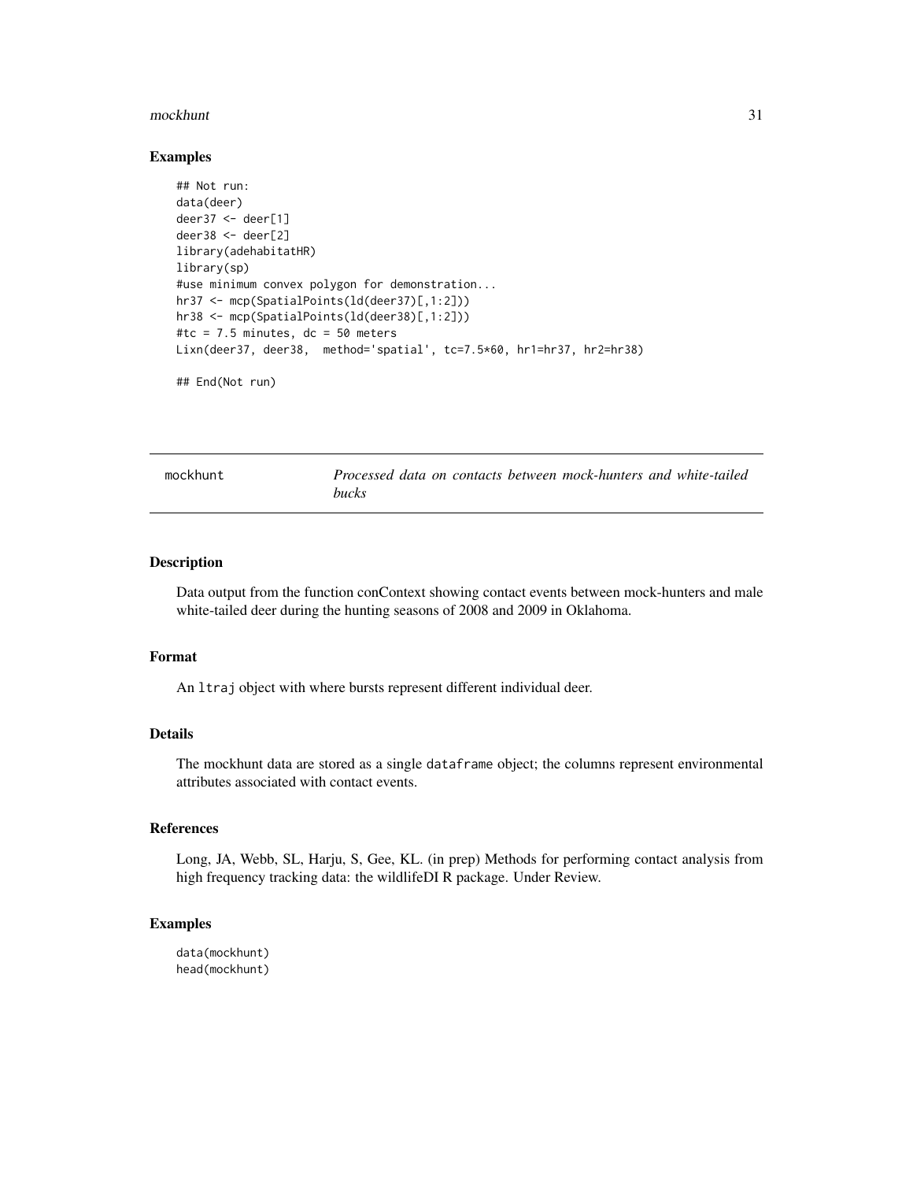## Examples

```
## Not run:
data(deer)
deer37 <- deer[1]
deer38 <- deer[2]
library(adehabitatHR)
library(sp)
#use minimum convex polygon for demonstration...
hr37 <- mcp(SpatialPoints(ld(deer37)[,1:2]))
hr38 <- mcp(SpatialPoints(ld(deer38)[,1:2]))
#tc = 7.5 minutes, dc = 50 meters
Lixn(deer37, deer38,  method='spatial', tc=7.5*60, hr1=hr37, hr2=hr38)

## End(Not run)
```

---

# mockhunt — *Processed data on contacts between mock-hunters and white-tailed bucks*

---

## Description

Data output from the function conContext showing contact events between mock-hunters and male white-tailed deer during the hunting seasons of 2008 and 2009 in Oklahoma.

## Format

An `ltraj` object with where bursts represent different individual deer.

## Details

The mockhunt data are stored as a single `dataframe` object; the columns represent environmental attributes associated with contact events.

## References

Long, JA, Webb, SL, Harju, S, Gee, KL. (in prep) Methods for performing contact analysis from high frequency tracking data: the wildlifeDI R package. Under Review.

## Examples

```
data(mockhunt)
head(mockhunt)
```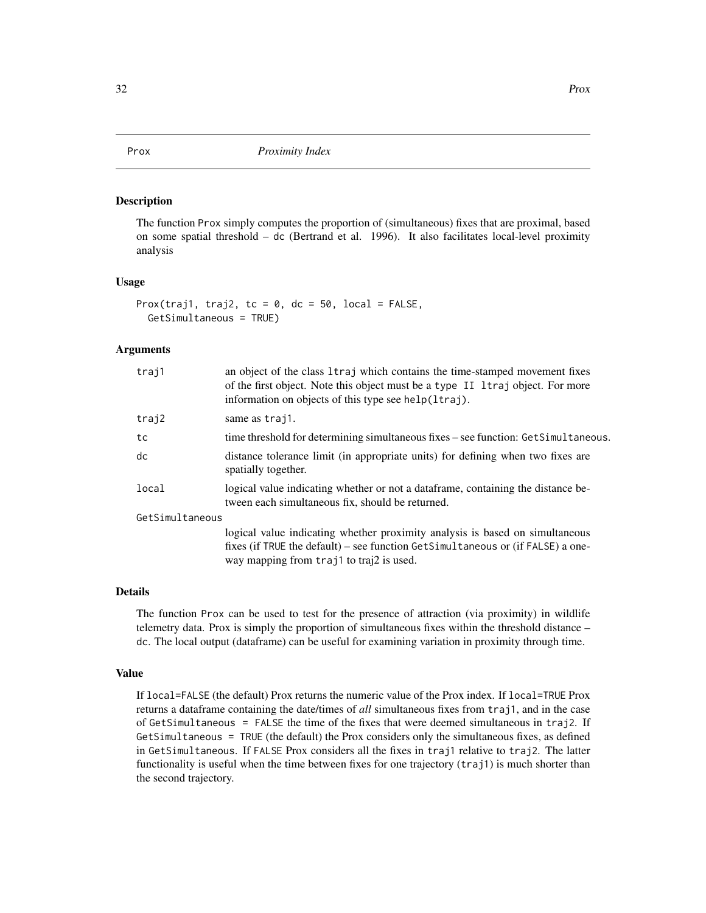# Prox *Proximity Index*

## Description

The function Prox simply computes the proportion of (simultaneous) fixes that are proximal, based on some spatial threshold – dc (Bertrand et al. 1996). It also facilitates local-level proximity analysis

## Usage

```
Prox(traj1, traj2, tc = 0, dc = 50, local = FALSE,
  GetSimultaneous = TRUE)
```

## Arguments

| | |
|---|---|
| traj1 | an object of the class ltraj which contains the time-stamped movement fixes of the first object. Note this object must be a type II ltraj object. For more information on objects of this type see help(ltraj). |
| traj2 | same as traj1. |
| tc | time threshold for determining simultaneous fixes – see function: GetSimultaneous. |
| dc | distance tolerance limit (in appropriate units) for defining when two fixes are spatially together. |
| local | logical value indicating whether or not a dataframe, containing the distance between each simultaneous fix, should be returned. |
| GetSimultaneous | logical value indicating whether proximity analysis is based on simultaneous fixes (if TRUE the default) – see function GetSimultaneous or (if FALSE) a one-way mapping from traj1 to traj2 is used. |

## Details

The function Prox can be used to test for the presence of attraction (via proximity) in wildlife telemetry data. Prox is simply the proportion of simultaneous fixes within the threshold distance – dc. The local output (dataframe) can be useful for examining variation in proximity through time.

## Value

If local=FALSE (the default) Prox returns the numeric value of the Prox index. If local=TRUE Prox returns a dataframe containing the date/times of *all* simultaneous fixes from traj1, and in the case of GetSimultaneous = FALSE the time of the fixes that were deemed simultaneous in traj2. If GetSimultaneous = TRUE (the default) the Prox considers only the simultaneous fixes, as defined in GetSimultaneous. If FALSE Prox considers all the fixes in traj1 relative to traj2. The latter functionality is useful when the time between fixes for one trajectory (traj1) is much shorter than the second trajectory.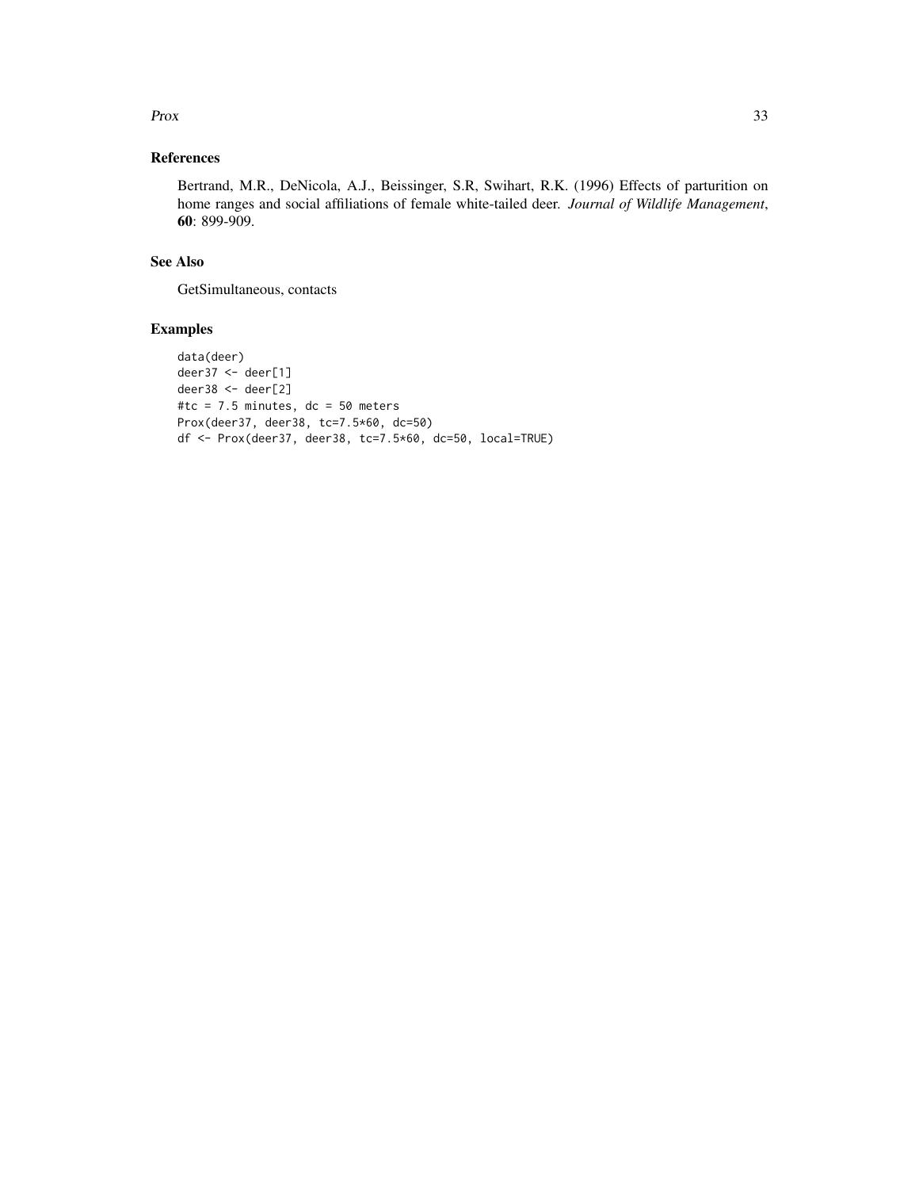## References

Bertrand, M.R., DeNicola, A.J., Beissinger, S.R, Swihart, R.K. (1996) Effects of parturition on home ranges and social affiliations of female white-tailed deer. *Journal of Wildlife Management*, **60**: 899-909.

## See Also

GetSimultaneous, contacts

## Examples

```
data(deer)
deer37 <- deer[1]
deer38 <- deer[2]
#tc = 7.5 minutes, dc = 50 meters
Prox(deer37, deer38, tc=7.5*60, dc=50)
df <- Prox(deer37, deer38, tc=7.5*60, dc=50, local=TRUE)
```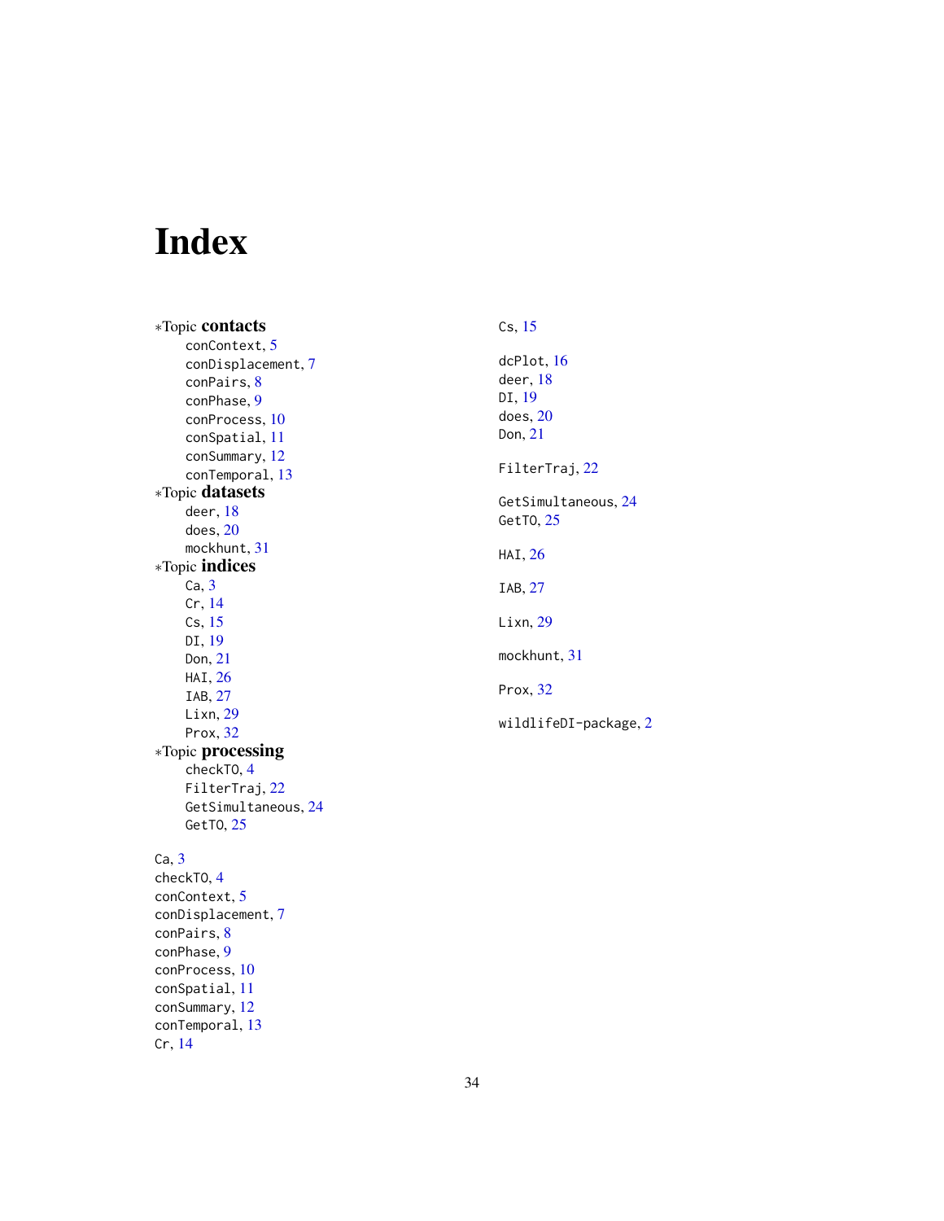# Index

∗Topic **contacts**
- conContext, 5
- conDisplacement, 7
- conPairs, 8
- conPhase, 9
- conProcess, 10
- conSpatial, 11
- conSummary, 12
- conTemporal, 13

∗Topic **datasets**
- deer, 18
- does, 20
- mockhunt, 31

∗Topic **indices**
- Ca, 3
- Cr, 14
- Cs, 15
- DI, 19
- Don, 21
- HAI, 26
- IAB, 27
- Lixn, 29
- Prox, 32

∗Topic **processing**
- checkTO, 4
- FilterTraj, 22
- GetSimultaneous, 24
- GetTO, 25

Ca, 3
checkTO, 4
conContext, 5
conDisplacement, 7
conPairs, 8
conPhase, 9
conProcess, 10
conSpatial, 11
conSummary, 12
conTemporal, 13
Cr, 14
Cs, 15

dcPlot, 16
deer, 18
DI, 19
does, 20
Don, 21

FilterTraj, 22

GetSimultaneous, 24
GetTO, 25

HAI, 26

IAB, 27

Lixn, 29

mockhunt, 31

Prox, 32

wildlifeDI-package, 2